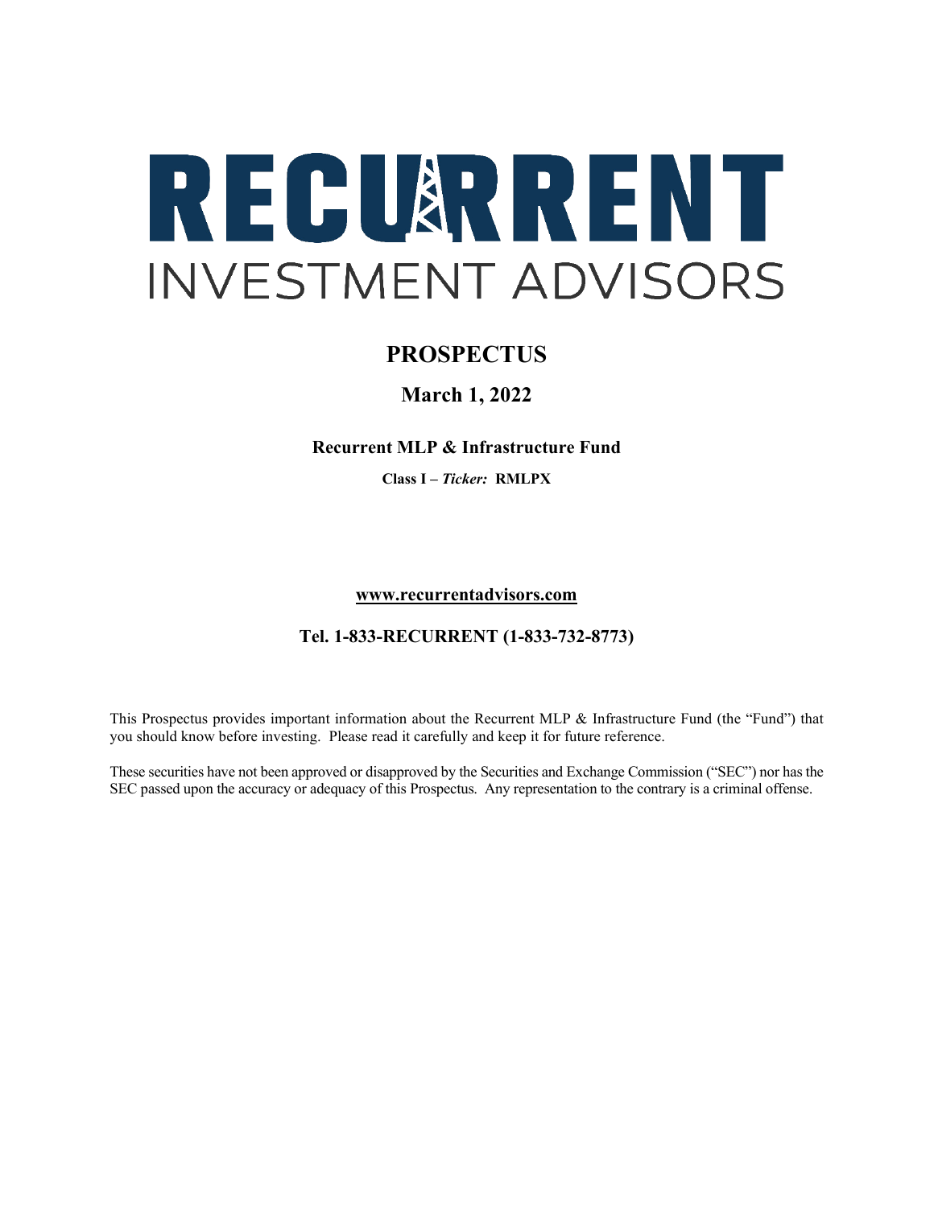# RECURRENT

INVESTMENT ADVISORS

## PROSPECTUS

### March 1, 2022

**Recurrent MLP & Infrastructure Fund**

**Class I – *Ticker:* RMLPX**

**www.recurrentadvisors.com**

**Tel. 1-833-RECURRENT (1-833-732-8773)**

This Prospectus provides important information about the Recurrent MLP & Infrastructure Fund (the "Fund") that you should know before investing. Please read it carefully and keep it for future reference.

These securities have not been approved or disapproved by the Securities and Exchange Commission ("SEC") nor has the SEC passed upon the accuracy or adequacy of this Prospectus. Any representation to the contrary is a criminal offense.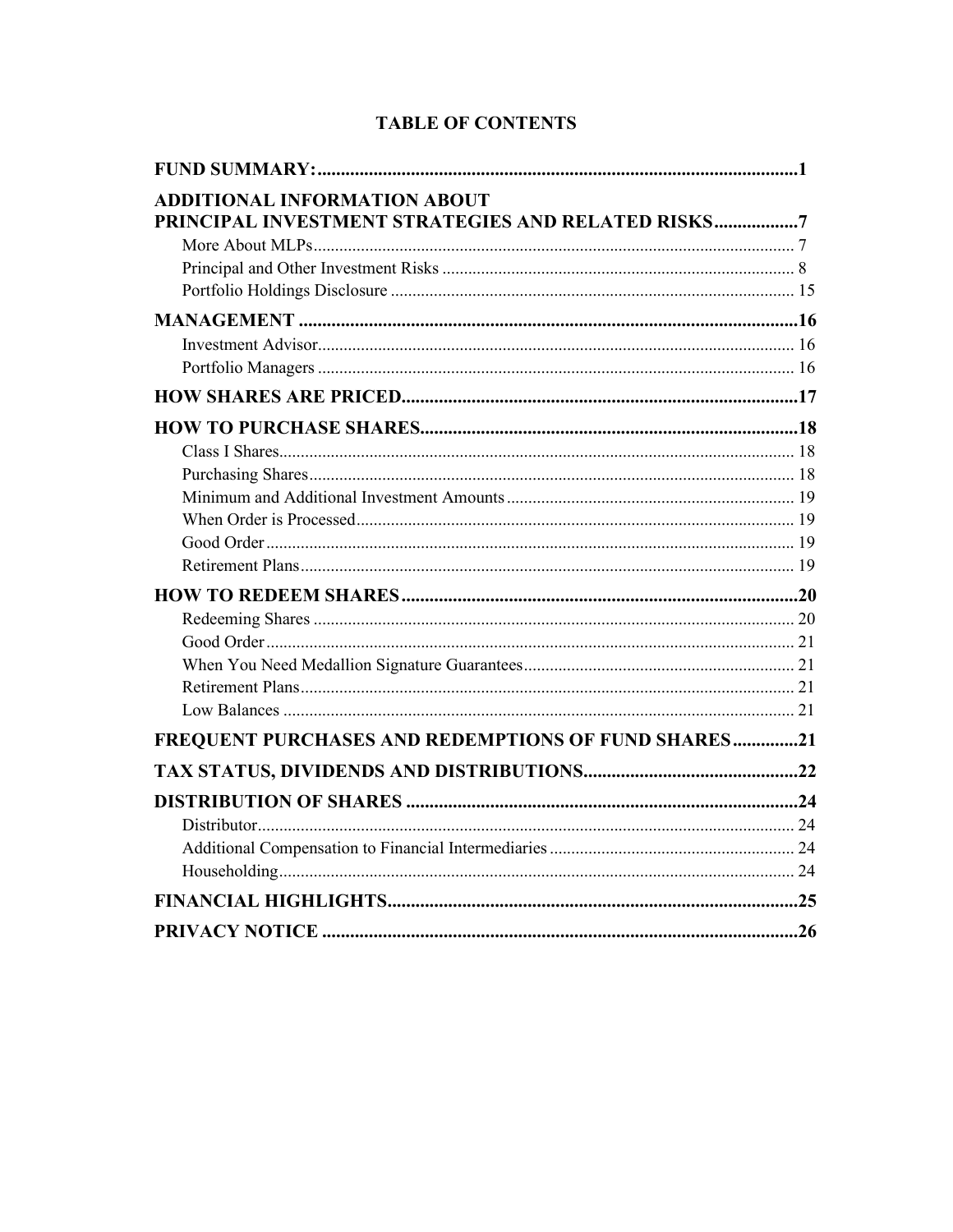# TABLE OF CONTENTS

| | |
|---|---|
| **FUND SUMMARY:** | **1** |
| **ADDITIONAL INFORMATION ABOUT PRINCIPAL INVESTMENT STRATEGIES AND RELATED RISKS** | **7** |
| More About MLPs | 7 |
| Principal and Other Investment Risks | 8 |
| Portfolio Holdings Disclosure | 15 |
| **MANAGEMENT** | **16** |
| Investment Advisor | 16 |
| Portfolio Managers | 16 |
| **HOW SHARES ARE PRICED** | **17** |
| **HOW TO PURCHASE SHARES** | **18** |
| Class I Shares | 18 |
| Purchasing Shares | 18 |
| Minimum and Additional Investment Amounts | 19 |
| When Order is Processed | 19 |
| Good Order | 19 |
| Retirement Plans | 19 |
| **HOW TO REDEEM SHARES** | **20** |
| Redeeming Shares | 20 |
| Good Order | 21 |
| When You Need Medallion Signature Guarantees | 21 |
| Retirement Plans | 21 |
| Low Balances | 21 |
| **FREQUENT PURCHASES AND REDEMPTIONS OF FUND SHARES** | **21** |
| **TAX STATUS, DIVIDENDS AND DISTRIBUTIONS** | **22** |
| **DISTRIBUTION OF SHARES** | **24** |
| Distributor | 24 |
| Additional Compensation to Financial Intermediaries | 24 |
| Householding | 24 |
| **FINANCIAL HIGHLIGHTS** | **25** |
| **PRIVACY NOTICE** | **26** |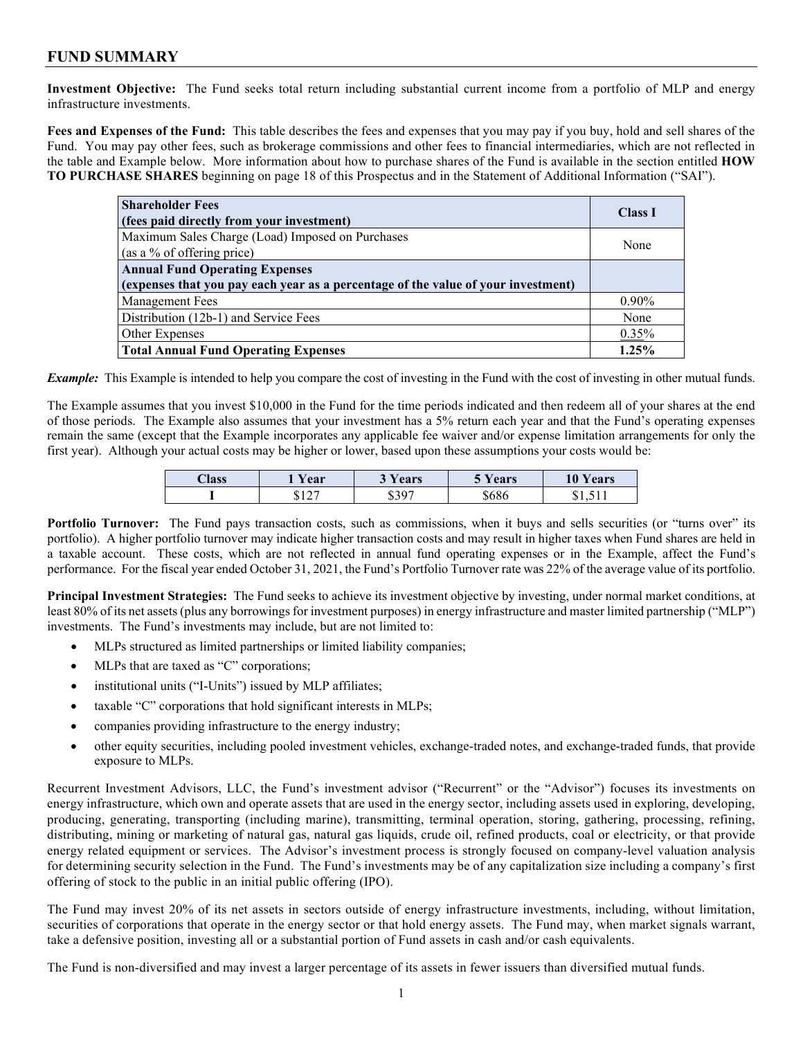## FUND SUMMARY

**Investment Objective:** The Fund seeks total return including substantial current income from a portfolio of MLP and energy infrastructure investments.

**Fees and Expenses of the Fund:** This table describes the fees and expenses that you may pay if you buy, hold and sell shares of the Fund. You may pay other fees, such as brokerage commissions and other fees to financial intermediaries, which are not reflected in the table and Example below. More information about how to purchase shares of the Fund is available in the section entitled **HOW TO PURCHASE SHARES** beginning on page 18 of this Prospectus and in the Statement of Additional Information ("SAI").

| **Shareholder Fees (fees paid directly from your investment)** | **Class I** |
|---|---|
| Maximum Sales Charge (Load) Imposed on Purchases (as a % of offering price) | None |
| **Annual Fund Operating Expenses (expenses that you pay each year as a percentage of the value of your investment)** | |
| Management Fees | 0.90% |
| Distribution (12b-1) and Service Fees | None |
| Other Expenses | 0.35% |
| **Total Annual Fund Operating Expenses** | **1.25%** |

***Example:*** This Example is intended to help you compare the cost of investing in the Fund with the cost of investing in other mutual funds.

The Example assumes that you invest $10,000 in the Fund for the time periods indicated and then redeem all of your shares at the end of those periods. The Example also assumes that your investment has a 5% return each year and that the Fund's operating expenses remain the same (except that the Example incorporates any applicable fee waiver and/or expense limitation arrangements for only the first year). Although your actual costs may be higher or lower, based upon these assumptions your costs would be:

| Class | 1 Year | 3 Years | 5 Years | 10 Years |
|---|---|---|---|---|
| **I** | $127 | $397 | $686 | $1,511 |

**Portfolio Turnover:** The Fund pays transaction costs, such as commissions, when it buys and sells securities (or "turns over" its portfolio). A higher portfolio turnover may indicate higher transaction costs and may result in higher taxes when Fund shares are held in a taxable account. These costs, which are not reflected in annual fund operating expenses or in the Example, affect the Fund's performance. For the fiscal year ended October 31, 2021, the Fund's Portfolio Turnover rate was 22% of the average value of its portfolio.

**Principal Investment Strategies:** The Fund seeks to achieve its investment objective by investing, under normal market conditions, at least 80% of its net assets (plus any borrowings for investment purposes) in energy infrastructure and master limited partnership ("MLP") investments. The Fund's investments may include, but are not limited to:

- MLPs structured as limited partnerships or limited liability companies;
- MLPs that are taxed as "C" corporations;
- institutional units ("I-Units") issued by MLP affiliates;
- taxable "C" corporations that hold significant interests in MLPs;
- companies providing infrastructure to the energy industry;
- other equity securities, including pooled investment vehicles, exchange-traded notes, and exchange-traded funds, that provide exposure to MLPs.

Recurrent Investment Advisors, LLC, the Fund's investment advisor ("Recurrent" or the "Advisor") focuses its investments on energy infrastructure, which own and operate assets that are used in the energy sector, including assets used in exploring, developing, producing, generating, transporting (including marine), transmitting, terminal operation, storing, gathering, processing, refining, distributing, mining or marketing of natural gas, natural gas liquids, crude oil, refined products, coal or electricity, or that provide energy related equipment or services. The Advisor's investment process is strongly focused on company-level valuation analysis for determining security selection in the Fund. The Fund's investments may be of any capitalization size including a company's first offering of stock to the public in an initial public offering (IPO).

The Fund may invest 20% of its net assets in sectors outside of energy infrastructure investments, including, without limitation, securities of corporations that operate in the energy sector or that hold energy assets. The Fund may, when market signals warrant, take a defensive position, investing all or a substantial portion of Fund assets in cash and/or cash equivalents.

The Fund is non-diversified and may invest a larger percentage of its assets in fewer issuers than diversified mutual funds.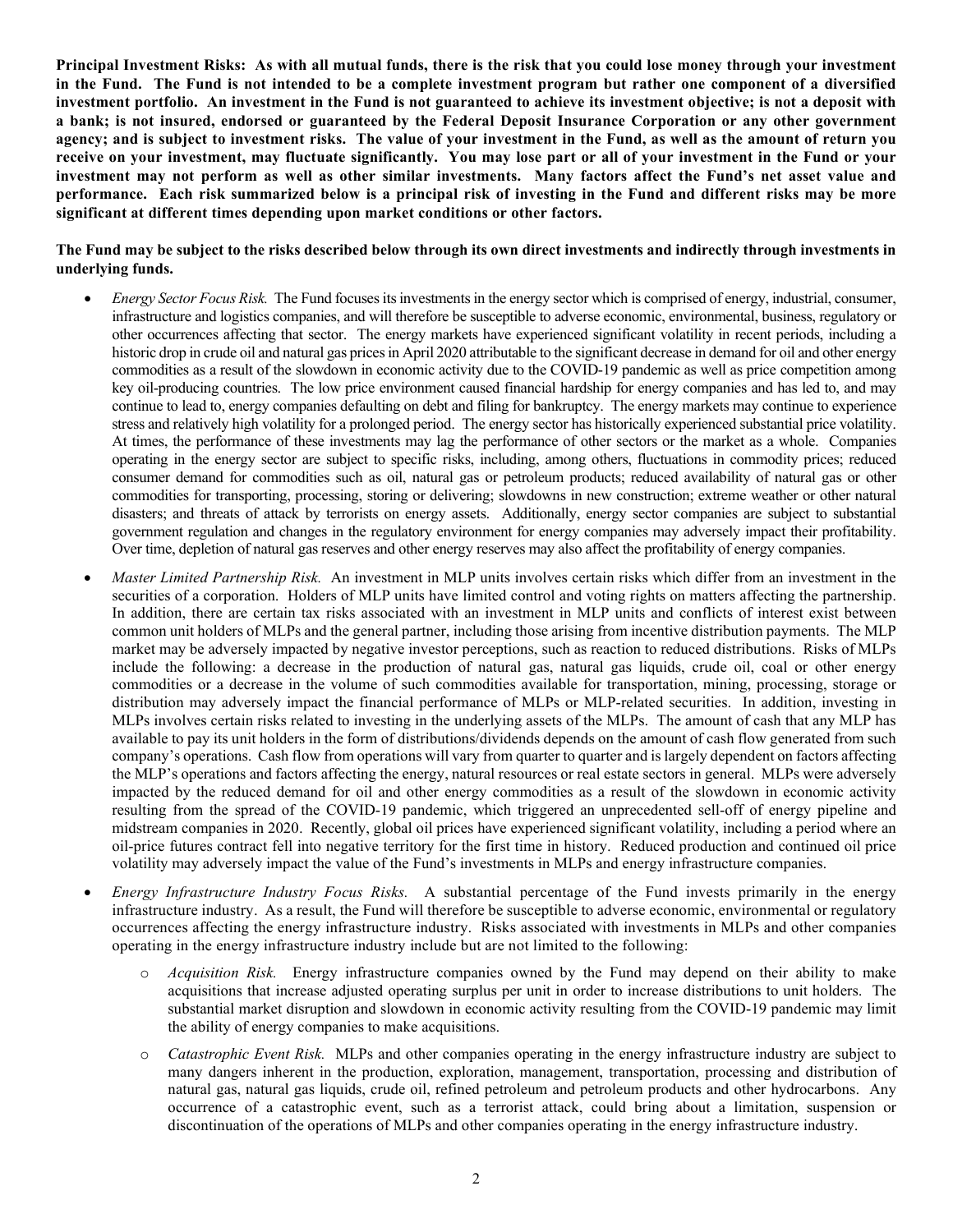**Principal Investment Risks: As with all mutual funds, there is the risk that you could lose money through your investment in the Fund. The Fund is not intended to be a complete investment program but rather one component of a diversified investment portfolio. An investment in the Fund is not guaranteed to achieve its investment objective; is not a deposit with a bank; is not insured, endorsed or guaranteed by the Federal Deposit Insurance Corporation or any other government agency; and is subject to investment risks. The value of your investment in the Fund, as well as the amount of return you receive on your investment, may fluctuate significantly. You may lose part or all of your investment in the Fund or your investment may not perform as well as other similar investments. Many factors affect the Fund's net asset value and performance. Each risk summarized below is a principal risk of investing in the Fund and different risks may be more significant at different times depending upon market conditions or other factors.**

**The Fund may be subject to the risks described below through its own direct investments and indirectly through investments in underlying funds.**

- *Energy Sector Focus Risk.* The Fund focuses its investments in the energy sector which is comprised of energy, industrial, consumer, infrastructure and logistics companies, and will therefore be susceptible to adverse economic, environmental, business, regulatory or other occurrences affecting that sector. The energy markets have experienced significant volatility in recent periods, including a historic drop in crude oil and natural gas prices in April 2020 attributable to the significant decrease in demand for oil and other energy commodities as a result of the slowdown in economic activity due to the COVID-19 pandemic as well as price competition among key oil-producing countries. The low price environment caused financial hardship for energy companies and has led to, and may continue to lead to, energy companies defaulting on debt and filing for bankruptcy. The energy markets may continue to experience stress and relatively high volatility for a prolonged period. The energy sector has historically experienced substantial price volatility. At times, the performance of these investments may lag the performance of other sectors or the market as a whole. Companies operating in the energy sector are subject to specific risks, including, among others, fluctuations in commodity prices; reduced consumer demand for commodities such as oil, natural gas or petroleum products; reduced availability of natural gas or other commodities for transporting, processing, storing or delivering; slowdowns in new construction; extreme weather or other natural disasters; and threats of attack by terrorists on energy assets. Additionally, energy sector companies are subject to substantial government regulation and changes in the regulatory environment for energy companies may adversely impact their profitability. Over time, depletion of natural gas reserves and other energy reserves may also affect the profitability of energy companies.

- *Master Limited Partnership Risk.* An investment in MLP units involves certain risks which differ from an investment in the securities of a corporation. Holders of MLP units have limited control and voting rights on matters affecting the partnership. In addition, there are certain tax risks associated with an investment in MLP units and conflicts of interest exist between common unit holders of MLPs and the general partner, including those arising from incentive distribution payments. The MLP market may be adversely impacted by negative investor perceptions, such as reaction to reduced distributions. Risks of MLPs include the following: a decrease in the production of natural gas, natural gas liquids, crude oil, coal or other energy commodities or a decrease in the volume of such commodities available for transportation, mining, processing, storage or distribution may adversely impact the financial performance of MLPs or MLP-related securities. In addition, investing in MLPs involves certain risks related to investing in the underlying assets of the MLPs. The amount of cash that any MLP has available to pay its unit holders in the form of distributions/dividends depends on the amount of cash flow generated from such company's operations. Cash flow from operations will vary from quarter to quarter and is largely dependent on factors affecting the MLP's operations and factors affecting the energy, natural resources or real estate sectors in general. MLPs were adversely impacted by the reduced demand for oil and other energy commodities as a result of the slowdown in economic activity resulting from the spread of the COVID-19 pandemic, which triggered an unprecedented sell-off of energy pipeline and midstream companies in 2020. Recently, global oil prices have experienced significant volatility, including a period where an oil-price futures contract fell into negative territory for the first time in history. Reduced production and continued oil price volatility may adversely impact the value of the Fund's investments in MLPs and energy infrastructure companies.

- *Energy Infrastructure Industry Focus Risks.* A substantial percentage of the Fund invests primarily in the energy infrastructure industry. As a result, the Fund will therefore be susceptible to adverse economic, environmental or regulatory occurrences affecting the energy infrastructure industry. Risks associated with investments in MLPs and other companies operating in the energy infrastructure industry include but are not limited to the following:

  - *Acquisition Risk.* Energy infrastructure companies owned by the Fund may depend on their ability to make acquisitions that increase adjusted operating surplus per unit in order to increase distributions to unit holders. The substantial market disruption and slowdown in economic activity resulting from the COVID-19 pandemic may limit the ability of energy companies to make acquisitions.

  - *Catastrophic Event Risk.* MLPs and other companies operating in the energy infrastructure industry are subject to many dangers inherent in the production, exploration, management, transportation, processing and distribution of natural gas, natural gas liquids, crude oil, refined petroleum and petroleum products and other hydrocarbons. Any occurrence of a catastrophic event, such as a terrorist attack, could bring about a limitation, suspension or discontinuation of the operations of MLPs and other companies operating in the energy infrastructure industry.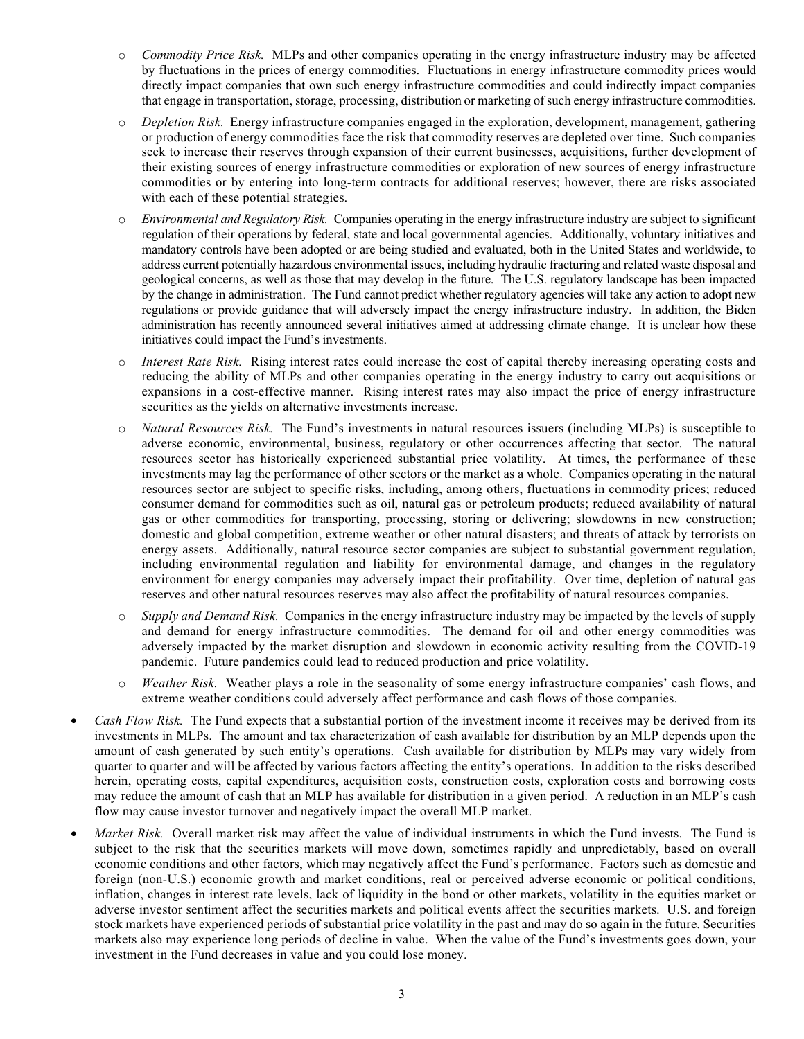- *Commodity Price Risk.* MLPs and other companies operating in the energy infrastructure industry may be affected by fluctuations in the prices of energy commodities. Fluctuations in energy infrastructure commodity prices would directly impact companies that own such energy infrastructure commodities and could indirectly impact companies that engage in transportation, storage, processing, distribution or marketing of such energy infrastructure commodities.
  - *Depletion Risk.* Energy infrastructure companies engaged in the exploration, development, management, gathering or production of energy commodities face the risk that commodity reserves are depleted over time. Such companies seek to increase their reserves through expansion of their current businesses, acquisitions, further development of their existing sources of energy infrastructure commodities or exploration of new sources of energy infrastructure commodities or by entering into long-term contracts for additional reserves; however, there are risks associated with each of these potential strategies.
  - *Environmental and Regulatory Risk.* Companies operating in the energy infrastructure industry are subject to significant regulation of their operations by federal, state and local governmental agencies. Additionally, voluntary initiatives and mandatory controls have been adopted or are being studied and evaluated, both in the United States and worldwide, to address current potentially hazardous environmental issues, including hydraulic fracturing and related waste disposal and geological concerns, as well as those that may develop in the future. The U.S. regulatory landscape has been impacted by the change in administration. The Fund cannot predict whether regulatory agencies will take any action to adopt new regulations or provide guidance that will adversely impact the energy infrastructure industry. In addition, the Biden administration has recently announced several initiatives aimed at addressing climate change. It is unclear how these initiatives could impact the Fund's investments.
  - *Interest Rate Risk.* Rising interest rates could increase the cost of capital thereby increasing operating costs and reducing the ability of MLPs and other companies operating in the energy industry to carry out acquisitions or expansions in a cost-effective manner. Rising interest rates may also impact the price of energy infrastructure securities as the yields on alternative investments increase.
  - *Natural Resources Risk.* The Fund's investments in natural resources issuers (including MLPs) is susceptible to adverse economic, environmental, business, regulatory or other occurrences affecting that sector. The natural resources sector has historically experienced substantial price volatility. At times, the performance of these investments may lag the performance of other sectors or the market as a whole. Companies operating in the natural resources sector are subject to specific risks, including, among others, fluctuations in commodity prices; reduced consumer demand for commodities such as oil, natural gas or petroleum products; reduced availability of natural gas or other commodities for transporting, processing, storing or delivering; slowdowns in new construction; domestic and global competition, extreme weather or other natural disasters; and threats of attack by terrorists on energy assets. Additionally, natural resource sector companies are subject to substantial government regulation, including environmental regulation and liability for environmental damage, and changes in the regulatory environment for energy companies may adversely impact their profitability. Over time, depletion of natural gas reserves and other natural resources reserves may also affect the profitability of natural resources companies.
  - *Supply and Demand Risk.* Companies in the energy infrastructure industry may be impacted by the levels of supply and demand for energy infrastructure commodities. The demand for oil and other energy commodities was adversely impacted by the market disruption and slowdown in economic activity resulting from the COVID-19 pandemic. Future pandemics could lead to reduced production and price volatility.
  - *Weather Risk.* Weather plays a role in the seasonality of some energy infrastructure companies' cash flows, and extreme weather conditions could adversely affect performance and cash flows of those companies.
- *Cash Flow Risk.* The Fund expects that a substantial portion of the investment income it receives may be derived from its investments in MLPs. The amount and tax characterization of cash available for distribution by an MLP depends upon the amount of cash generated by such entity's operations. Cash available for distribution by MLPs may vary widely from quarter to quarter and will be affected by various factors affecting the entity's operations. In addition to the risks described herein, operating costs, capital expenditures, acquisition costs, construction costs, exploration costs and borrowing costs may reduce the amount of cash that an MLP has available for distribution in a given period. A reduction in an MLP's cash flow may cause investor turnover and negatively impact the overall MLP market.
- *Market Risk.* Overall market risk may affect the value of individual instruments in which the Fund invests. The Fund is subject to the risk that the securities markets will move down, sometimes rapidly and unpredictably, based on overall economic conditions and other factors, which may negatively affect the Fund's performance. Factors such as domestic and foreign (non-U.S.) economic growth and market conditions, real or perceived adverse economic or political conditions, inflation, changes in interest rate levels, lack of liquidity in the bond or other markets, volatility in the equities market or adverse investor sentiment affect the securities markets and political events affect the securities markets. U.S. and foreign stock markets have experienced periods of substantial price volatility in the past and may do so again in the future. Securities markets also may experience long periods of decline in value. When the value of the Fund's investments goes down, your investment in the Fund decreases in value and you could lose money.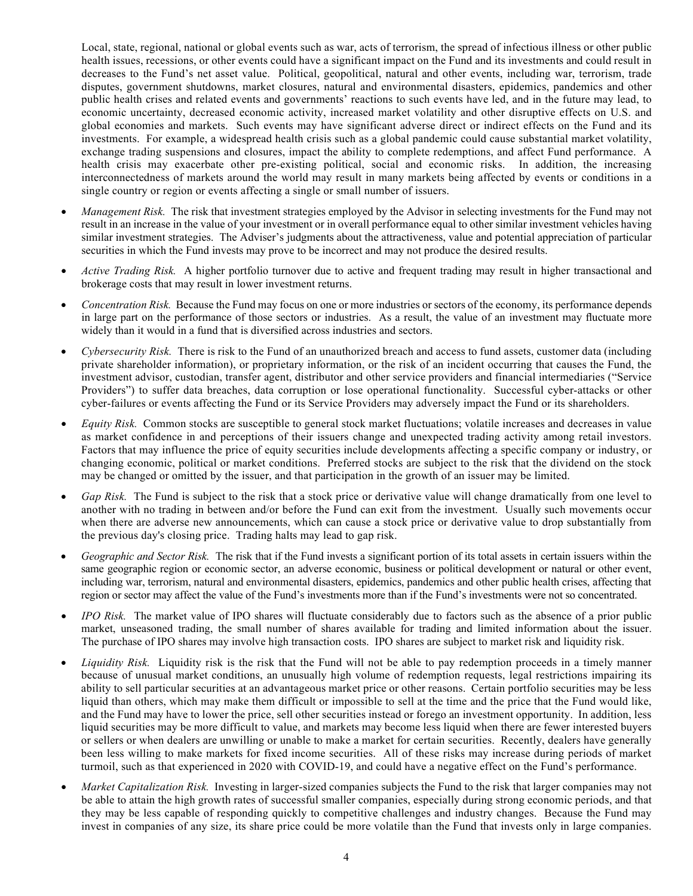Local, state, regional, national or global events such as war, acts of terrorism, the spread of infectious illness or other public health issues, recessions, or other events could have a significant impact on the Fund and its investments and could result in decreases to the Fund's net asset value. Political, geopolitical, natural and other events, including war, terrorism, trade disputes, government shutdowns, market closures, natural and environmental disasters, epidemics, pandemics and other public health crises and related events and governments' reactions to such events have led, and in the future may lead, to economic uncertainty, decreased economic activity, increased market volatility and other disruptive effects on U.S. and global economies and markets. Such events may have significant adverse direct or indirect effects on the Fund and its investments. For example, a widespread health crisis such as a global pandemic could cause substantial market volatility, exchange trading suspensions and closures, impact the ability to complete redemptions, and affect Fund performance. A health crisis may exacerbate other pre-existing political, social and economic risks. In addition, the increasing interconnectedness of markets around the world may result in many markets being affected by events or conditions in a single country or region or events affecting a single or small number of issuers.

- *Management Risk.* The risk that investment strategies employed by the Advisor in selecting investments for the Fund may not result in an increase in the value of your investment or in overall performance equal to other similar investment vehicles having similar investment strategies. The Adviser's judgments about the attractiveness, value and potential appreciation of particular securities in which the Fund invests may prove to be incorrect and may not produce the desired results.
- *Active Trading Risk.* A higher portfolio turnover due to active and frequent trading may result in higher transactional and brokerage costs that may result in lower investment returns.
- *Concentration Risk.* Because the Fund may focus on one or more industries or sectors of the economy, its performance depends in large part on the performance of those sectors or industries. As a result, the value of an investment may fluctuate more widely than it would in a fund that is diversified across industries and sectors.
- *Cybersecurity Risk.* There is risk to the Fund of an unauthorized breach and access to fund assets, customer data (including private shareholder information), or proprietary information, or the risk of an incident occurring that causes the Fund, the investment advisor, custodian, transfer agent, distributor and other service providers and financial intermediaries ("Service Providers") to suffer data breaches, data corruption or lose operational functionality. Successful cyber-attacks or other cyber-failures or events affecting the Fund or its Service Providers may adversely impact the Fund or its shareholders.
- *Equity Risk.* Common stocks are susceptible to general stock market fluctuations; volatile increases and decreases in value as market confidence in and perceptions of their issuers change and unexpected trading activity among retail investors. Factors that may influence the price of equity securities include developments affecting a specific company or industry, or changing economic, political or market conditions. Preferred stocks are subject to the risk that the dividend on the stock may be changed or omitted by the issuer, and that participation in the growth of an issuer may be limited.
- *Gap Risk.* The Fund is subject to the risk that a stock price or derivative value will change dramatically from one level to another with no trading in between and/or before the Fund can exit from the investment. Usually such movements occur when there are adverse new announcements, which can cause a stock price or derivative value to drop substantially from the previous day's closing price. Trading halts may lead to gap risk.
- *Geographic and Sector Risk.* The risk that if the Fund invests a significant portion of its total assets in certain issuers within the same geographic region or economic sector, an adverse economic, business or political development or natural or other event, including war, terrorism, natural and environmental disasters, epidemics, pandemics and other public health crises, affecting that region or sector may affect the value of the Fund's investments more than if the Fund's investments were not so concentrated.
- *IPO Risk.* The market value of IPO shares will fluctuate considerably due to factors such as the absence of a prior public market, unseasoned trading, the small number of shares available for trading and limited information about the issuer. The purchase of IPO shares may involve high transaction costs. IPO shares are subject to market risk and liquidity risk.
- *Liquidity Risk.* Liquidity risk is the risk that the Fund will not be able to pay redemption proceeds in a timely manner because of unusual market conditions, an unusually high volume of redemption requests, legal restrictions impairing its ability to sell particular securities at an advantageous market price or other reasons. Certain portfolio securities may be less liquid than others, which may make them difficult or impossible to sell at the time and the price that the Fund would like, and the Fund may have to lower the price, sell other securities instead or forego an investment opportunity. In addition, less liquid securities may be more difficult to value, and markets may become less liquid when there are fewer interested buyers or sellers or when dealers are unwilling or unable to make a market for certain securities. Recently, dealers have generally been less willing to make markets for fixed income securities. All of these risks may increase during periods of market turmoil, such as that experienced in 2020 with COVID-19, and could have a negative effect on the Fund's performance.
- *Market Capitalization Risk.* Investing in larger-sized companies subjects the Fund to the risk that larger companies may not be able to attain the high growth rates of successful smaller companies, especially during strong economic periods, and that they may be less capable of responding quickly to competitive challenges and industry changes. Because the Fund may invest in companies of any size, its share price could be more volatile than the Fund that invests only in large companies.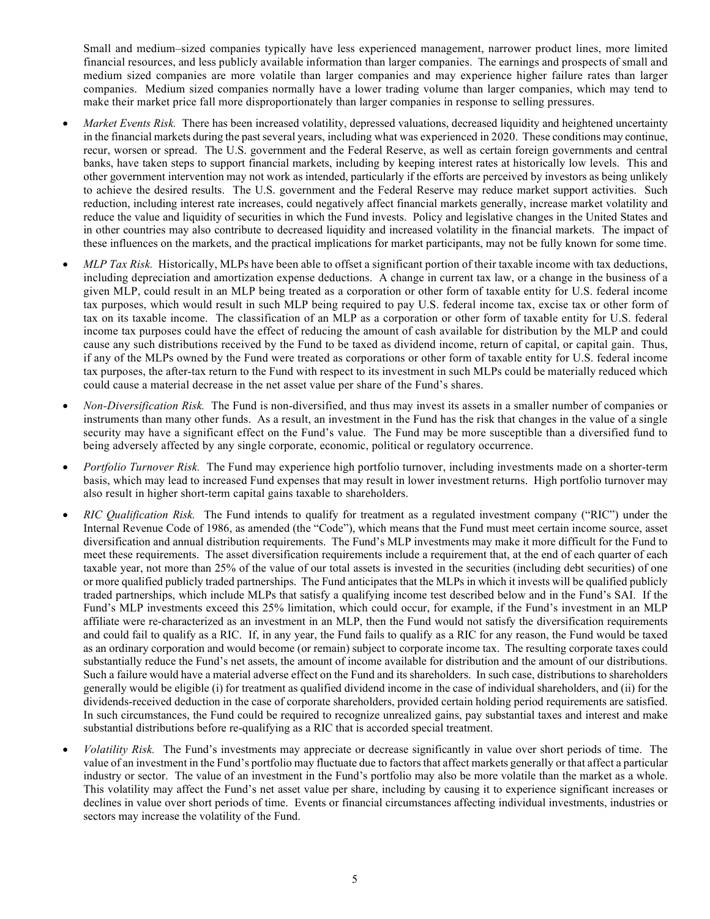Small and medium–sized companies typically have less experienced management, narrower product lines, more limited financial resources, and less publicly available information than larger companies. The earnings and prospects of small and medium sized companies are more volatile than larger companies and may experience higher failure rates than larger companies. Medium sized companies normally have a lower trading volume than larger companies, which may tend to make their market price fall more disproportionately than larger companies in response to selling pressures.

- *Market Events Risk.* There has been increased volatility, depressed valuations, decreased liquidity and heightened uncertainty in the financial markets during the past several years, including what was experienced in 2020. These conditions may continue, recur, worsen or spread. The U.S. government and the Federal Reserve, as well as certain foreign governments and central banks, have taken steps to support financial markets, including by keeping interest rates at historically low levels. This and other government intervention may not work as intended, particularly if the efforts are perceived by investors as being unlikely to achieve the desired results. The U.S. government and the Federal Reserve may reduce market support activities. Such reduction, including interest rate increases, could negatively affect financial markets generally, increase market volatility and reduce the value and liquidity of securities in which the Fund invests. Policy and legislative changes in the United States and in other countries may also contribute to decreased liquidity and increased volatility in the financial markets. The impact of these influences on the markets, and the practical implications for market participants, may not be fully known for some time.
- *MLP Tax Risk.* Historically, MLPs have been able to offset a significant portion of their taxable income with tax deductions, including depreciation and amortization expense deductions. A change in current tax law, or a change in the business of a given MLP, could result in an MLP being treated as a corporation or other form of taxable entity for U.S. federal income tax purposes, which would result in such MLP being required to pay U.S. federal income tax, excise tax or other form of tax on its taxable income. The classification of an MLP as a corporation or other form of taxable entity for U.S. federal income tax purposes could have the effect of reducing the amount of cash available for distribution by the MLP and could cause any such distributions received by the Fund to be taxed as dividend income, return of capital, or capital gain. Thus, if any of the MLPs owned by the Fund were treated as corporations or other form of taxable entity for U.S. federal income tax purposes, the after-tax return to the Fund with respect to its investment in such MLPs could be materially reduced which could cause a material decrease in the net asset value per share of the Fund's shares.
- *Non-Diversification Risk.* The Fund is non-diversified, and thus may invest its assets in a smaller number of companies or instruments than many other funds. As a result, an investment in the Fund has the risk that changes in the value of a single security may have a significant effect on the Fund's value. The Fund may be more susceptible than a diversified fund to being adversely affected by any single corporate, economic, political or regulatory occurrence.
- *Portfolio Turnover Risk.* The Fund may experience high portfolio turnover, including investments made on a shorter-term basis, which may lead to increased Fund expenses that may result in lower investment returns. High portfolio turnover may also result in higher short-term capital gains taxable to shareholders.
- *RIC Qualification Risk.* The Fund intends to qualify for treatment as a regulated investment company ("RIC") under the Internal Revenue Code of 1986, as amended (the "Code"), which means that the Fund must meet certain income source, asset diversification and annual distribution requirements. The Fund's MLP investments may make it more difficult for the Fund to meet these requirements. The asset diversification requirements include a requirement that, at the end of each quarter of each taxable year, not more than 25% of the value of our total assets is invested in the securities (including debt securities) of one or more qualified publicly traded partnerships. The Fund anticipates that the MLPs in which it invests will be qualified publicly traded partnerships, which include MLPs that satisfy a qualifying income test described below and in the Fund's SAI. If the Fund's MLP investments exceed this 25% limitation, which could occur, for example, if the Fund's investment in an MLP affiliate were re-characterized as an investment in an MLP, then the Fund would not satisfy the diversification requirements and could fail to qualify as a RIC. If, in any year, the Fund fails to qualify as a RIC for any reason, the Fund would be taxed as an ordinary corporation and would become (or remain) subject to corporate income tax. The resulting corporate taxes could substantially reduce the Fund's net assets, the amount of income available for distribution and the amount of our distributions. Such a failure would have a material adverse effect on the Fund and its shareholders. In such case, distributions to shareholders generally would be eligible (i) for treatment as qualified dividend income in the case of individual shareholders, and (ii) for the dividends-received deduction in the case of corporate shareholders, provided certain holding period requirements are satisfied. In such circumstances, the Fund could be required to recognize unrealized gains, pay substantial taxes and interest and make substantial distributions before re-qualifying as a RIC that is accorded special treatment.
- *Volatility Risk.* The Fund's investments may appreciate or decrease significantly in value over short periods of time. The value of an investment in the Fund's portfolio may fluctuate due to factors that affect markets generally or that affect a particular industry or sector. The value of an investment in the Fund's portfolio may also be more volatile than the market as a whole. This volatility may affect the Fund's net asset value per share, including by causing it to experience significant increases or declines in value over short periods of time. Events or financial circumstances affecting individual investments, industries or sectors may increase the volatility of the Fund.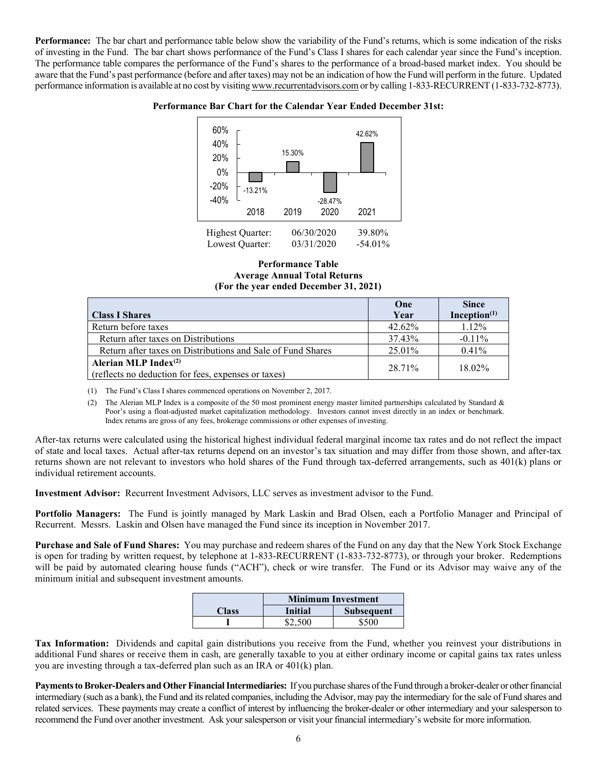**Performance:** The bar chart and performance table below show the variability of the Fund's returns, which is some indication of the risks of investing in the Fund. The bar chart shows performance of the Fund's Class I shares for each calendar year since the Fund's inception. The performance table compares the performance of the Fund's shares to the performance of a broad-based market index. You should be aware that the Fund's past performance (before and after taxes) may not be an indication of how the Fund will perform in the future. Updated performance information is available at no cost by visiting www.recurrentadvisors.com or by calling 1-833-RECURRENT (1-833-732-8773).

**Performance Bar Chart for the Calendar Year Ended December 31st:**

| Year | Return |
|---|---|
| 2018 | -13.21% |
| 2019 | 15.30% |
| 2020 | -28.47% |
| 2021 | 42.62% |

| | | |
|---|---|---|
| Highest Quarter: | 06/30/2020 | 39.80% |
| Lowest Quarter: | 03/31/2020 | -54.01% |

**Performance Table**
**Average Annual Total Returns**
**(For the year ended December 31, 2021)**

| Class I Shares | One Year | Since Inception[(1)] |
|---|---|---|
| Return before taxes | 42.62% | 1.12% |
| Return after taxes on Distributions | 37.43% | -0.11% |
| Return after taxes on Distributions and Sale of Fund Shares | 25.01% | 0.41% |
| **Alerian MLP Index[(2)]** (reflects no deduction for fees, expenses or taxes) | 28.71% | 18.02% |

(1) The Fund's Class I shares commenced operations on November 2, 2017.

(2) The Alerian MLP Index is a composite of the 50 most prominent energy master limited partnerships calculated by Standard & Poor's using a float-adjusted market capitalization methodology. Investors cannot invest directly in an index or benchmark. Index returns are gross of any fees, brokerage commissions or other expenses of investing.

After-tax returns were calculated using the historical highest individual federal marginal income tax rates and do not reflect the impact of state and local taxes. Actual after-tax returns depend on an investor's tax situation and may differ from those shown, and after-tax returns shown are not relevant to investors who hold shares of the Fund through tax-deferred arrangements, such as 401(k) plans or individual retirement accounts.

**Investment Advisor:** Recurrent Investment Advisors, LLC serves as investment advisor to the Fund.

**Portfolio Managers:** The Fund is jointly managed by Mark Laskin and Brad Olsen, each a Portfolio Manager and Principal of Recurrent. Messrs. Laskin and Olsen have managed the Fund since its inception in November 2017.

**Purchase and Sale of Fund Shares:** You may purchase and redeem shares of the Fund on any day that the New York Stock Exchange is open for trading by written request, by telephone at 1-833-RECURRENT (1-833-732-8773), or through your broker. Redemptions will be paid by automated clearing house funds ("ACH"), check or wire transfer. The Fund or its Advisor may waive any of the minimum initial and subsequent investment amounts.

| | Minimum Investment | |
|---|---|---|
| **Class** | **Initial** | **Subsequent** |
| **I** | $2,500 | $500 |

**Tax Information:** Dividends and capital gain distributions you receive from the Fund, whether you reinvest your distributions in additional Fund shares or receive them in cash, are generally taxable to you at either ordinary income or capital gains tax rates unless you are investing through a tax-deferred plan such as an IRA or 401(k) plan.

**Payments to Broker-Dealers and Other Financial Intermediaries:** If you purchase shares of the Fund through a broker-dealer or other financial intermediary (such as a bank), the Fund and its related companies, including the Advisor, may pay the intermediary for the sale of Fund shares and related services. These payments may create a conflict of interest by influencing the broker-dealer or other intermediary and your salesperson to recommend the Fund over another investment. Ask your salesperson or visit your financial intermediary's website for more information.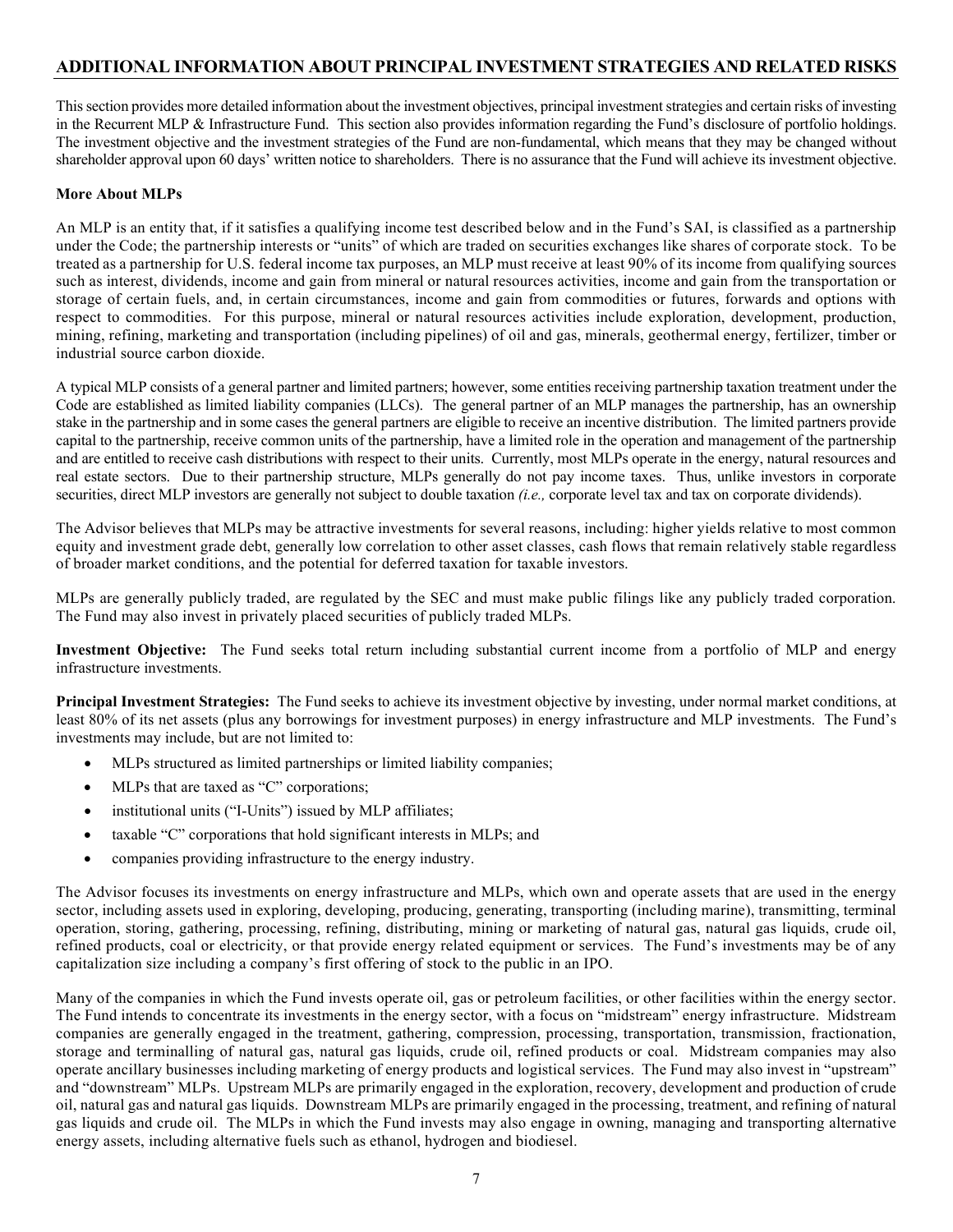## ADDITIONAL INFORMATION ABOUT PRINCIPAL INVESTMENT STRATEGIES AND RELATED RISKS

This section provides more detailed information about the investment objectives, principal investment strategies and certain risks of investing in the Recurrent MLP & Infrastructure Fund. This section also provides information regarding the Fund's disclosure of portfolio holdings. The investment objective and the investment strategies of the Fund are non-fundamental, which means that they may be changed without shareholder approval upon 60 days' written notice to shareholders. There is no assurance that the Fund will achieve its investment objective.

**More About MLPs**

An MLP is an entity that, if it satisfies a qualifying income test described below and in the Fund's SAI, is classified as a partnership under the Code; the partnership interests or "units" of which are traded on securities exchanges like shares of corporate stock. To be treated as a partnership for U.S. federal income tax purposes, an MLP must receive at least 90% of its income from qualifying sources such as interest, dividends, income and gain from mineral or natural resources activities, income and gain from the transportation or storage of certain fuels, and, in certain circumstances, income and gain from commodities or futures, forwards and options with respect to commodities. For this purpose, mineral or natural resources activities include exploration, development, production, mining, refining, marketing and transportation (including pipelines) of oil and gas, minerals, geothermal energy, fertilizer, timber or industrial source carbon dioxide.

A typical MLP consists of a general partner and limited partners; however, some entities receiving partnership taxation treatment under the Code are established as limited liability companies (LLCs). The general partner of an MLP manages the partnership, has an ownership stake in the partnership and in some cases the general partners are eligible to receive an incentive distribution. The limited partners provide capital to the partnership, receive common units of the partnership, have a limited role in the operation and management of the partnership and are entitled to receive cash distributions with respect to their units. Currently, most MLPs operate in the energy, natural resources and real estate sectors. Due to their partnership structure, MLPs generally do not pay income taxes. Thus, unlike investors in corporate securities, direct MLP investors are generally not subject to double taxation *(i.e.,* corporate level tax and tax on corporate dividends).

The Advisor believes that MLPs may be attractive investments for several reasons, including: higher yields relative to most common equity and investment grade debt, generally low correlation to other asset classes, cash flows that remain relatively stable regardless of broader market conditions, and the potential for deferred taxation for taxable investors.

MLPs are generally publicly traded, are regulated by the SEC and must make public filings like any publicly traded corporation. The Fund may also invest in privately placed securities of publicly traded MLPs.

**Investment Objective:** The Fund seeks total return including substantial current income from a portfolio of MLP and energy infrastructure investments.

**Principal Investment Strategies:** The Fund seeks to achieve its investment objective by investing, under normal market conditions, at least 80% of its net assets (plus any borrowings for investment purposes) in energy infrastructure and MLP investments. The Fund's investments may include, but are not limited to:

- MLPs structured as limited partnerships or limited liability companies;
- MLPs that are taxed as "C" corporations;
- institutional units ("I-Units") issued by MLP affiliates;
- taxable "C" corporations that hold significant interests in MLPs; and
- companies providing infrastructure to the energy industry.

The Advisor focuses its investments on energy infrastructure and MLPs, which own and operate assets that are used in the energy sector, including assets used in exploring, developing, producing, generating, transporting (including marine), transmitting, terminal operation, storing, gathering, processing, refining, distributing, mining or marketing of natural gas, natural gas liquids, crude oil, refined products, coal or electricity, or that provide energy related equipment or services. The Fund's investments may be of any capitalization size including a company's first offering of stock to the public in an IPO.

Many of the companies in which the Fund invests operate oil, gas or petroleum facilities, or other facilities within the energy sector. The Fund intends to concentrate its investments in the energy sector, with a focus on "midstream" energy infrastructure. Midstream companies are generally engaged in the treatment, gathering, compression, processing, transportation, transmission, fractionation, storage and terminalling of natural gas, natural gas liquids, crude oil, refined products or coal. Midstream companies may also operate ancillary businesses including marketing of energy products and logistical services. The Fund may also invest in "upstream" and "downstream" MLPs. Upstream MLPs are primarily engaged in the exploration, recovery, development and production of crude oil, natural gas and natural gas liquids. Downstream MLPs are primarily engaged in the processing, treatment, and refining of natural gas liquids and crude oil. The MLPs in which the Fund invests may also engage in owning, managing and transporting alternative energy assets, including alternative fuels such as ethanol, hydrogen and biodiesel.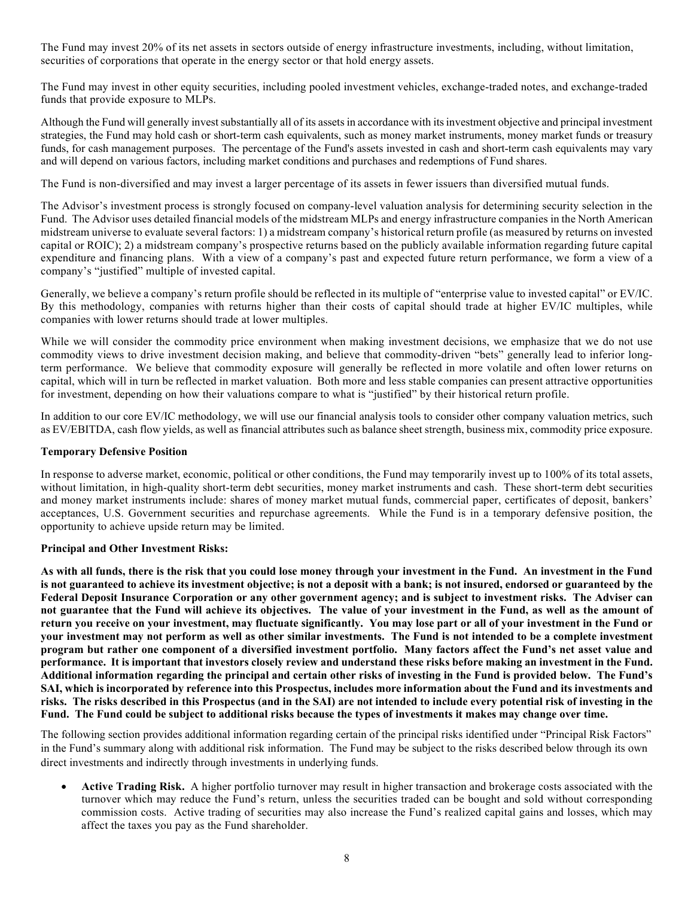The Fund may invest 20% of its net assets in sectors outside of energy infrastructure investments, including, without limitation, securities of corporations that operate in the energy sector or that hold energy assets.

The Fund may invest in other equity securities, including pooled investment vehicles, exchange-traded notes, and exchange-traded funds that provide exposure to MLPs.

Although the Fund will generally invest substantially all of its assets in accordance with its investment objective and principal investment strategies, the Fund may hold cash or short-term cash equivalents, such as money market instruments, money market funds or treasury funds, for cash management purposes. The percentage of the Fund's assets invested in cash and short-term cash equivalents may vary and will depend on various factors, including market conditions and purchases and redemptions of Fund shares.

The Fund is non-diversified and may invest a larger percentage of its assets in fewer issuers than diversified mutual funds.

The Advisor's investment process is strongly focused on company-level valuation analysis for determining security selection in the Fund. The Advisor uses detailed financial models of the midstream MLPs and energy infrastructure companies in the North American midstream universe to evaluate several factors: 1) a midstream company's historical return profile (as measured by returns on invested capital or ROIC); 2) a midstream company's prospective returns based on the publicly available information regarding future capital expenditure and financing plans. With a view of a company's past and expected future return performance, we form a view of a company's "justified" multiple of invested capital.

Generally, we believe a company's return profile should be reflected in its multiple of "enterprise value to invested capital" or EV/IC. By this methodology, companies with returns higher than their costs of capital should trade at higher EV/IC multiples, while companies with lower returns should trade at lower multiples.

While we will consider the commodity price environment when making investment decisions, we emphasize that we do not use commodity views to drive investment decision making, and believe that commodity-driven "bets" generally lead to inferior long-term performance. We believe that commodity exposure will generally be reflected in more volatile and often lower returns on capital, which will in turn be reflected in market valuation. Both more and less stable companies can present attractive opportunities for investment, depending on how their valuations compare to what is "justified" by their historical return profile.

In addition to our core EV/IC methodology, we will use our financial analysis tools to consider other company valuation metrics, such as EV/EBITDA, cash flow yields, as well as financial attributes such as balance sheet strength, business mix, commodity price exposure.

**Temporary Defensive Position**

In response to adverse market, economic, political or other conditions, the Fund may temporarily invest up to 100% of its total assets, without limitation, in high-quality short-term debt securities, money market instruments and cash. These short-term debt securities and money market instruments include: shares of money market mutual funds, commercial paper, certificates of deposit, bankers' acceptances, U.S. Government securities and repurchase agreements. While the Fund is in a temporary defensive position, the opportunity to achieve upside return may be limited.

**Principal and Other Investment Risks:**

**As with all funds, there is the risk that you could lose money through your investment in the Fund. An investment in the Fund is not guaranteed to achieve its investment objective; is not a deposit with a bank; is not insured, endorsed or guaranteed by the Federal Deposit Insurance Corporation or any other government agency; and is subject to investment risks. The Adviser can not guarantee that the Fund will achieve its objectives. The value of your investment in the Fund, as well as the amount of return you receive on your investment, may fluctuate significantly. You may lose part or all of your investment in the Fund or your investment may not perform as well as other similar investments. The Fund is not intended to be a complete investment program but rather one component of a diversified investment portfolio. Many factors affect the Fund's net asset value and performance. It is important that investors closely review and understand these risks before making an investment in the Fund. Additional information regarding the principal and certain other risks of investing in the Fund is provided below. The Fund's SAI, which is incorporated by reference into this Prospectus, includes more information about the Fund and its investments and risks. The risks described in this Prospectus (and in the SAI) are not intended to include every potential risk of investing in the Fund. The Fund could be subject to additional risks because the types of investments it makes may change over time.**

The following section provides additional information regarding certain of the principal risks identified under "Principal Risk Factors" in the Fund's summary along with additional risk information. The Fund may be subject to the risks described below through its own direct investments and indirectly through investments in underlying funds.

- **Active Trading Risk.** A higher portfolio turnover may result in higher transaction and brokerage costs associated with the turnover which may reduce the Fund's return, unless the securities traded can be bought and sold without corresponding commission costs. Active trading of securities may also increase the Fund's realized capital gains and losses, which may affect the taxes you pay as the Fund shareholder.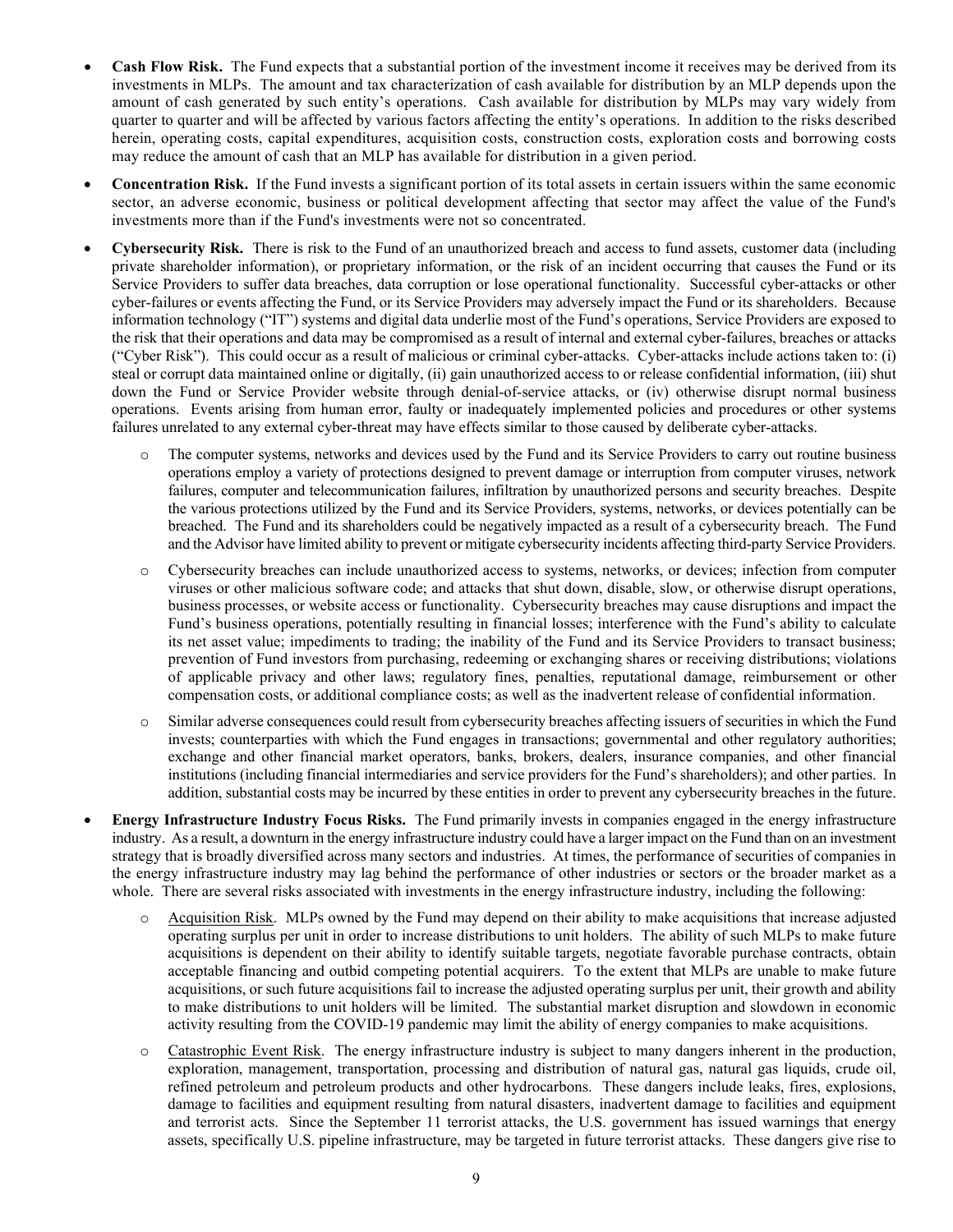- **Cash Flow Risk.** The Fund expects that a substantial portion of the investment income it receives may be derived from its investments in MLPs. The amount and tax characterization of cash available for distribution by an MLP depends upon the amount of cash generated by such entity's operations. Cash available for distribution by MLPs may vary widely from quarter to quarter and will be affected by various factors affecting the entity's operations. In addition to the risks described herein, operating costs, capital expenditures, acquisition costs, construction costs, exploration costs and borrowing costs may reduce the amount of cash that an MLP has available for distribution in a given period.

- **Concentration Risk.** If the Fund invests a significant portion of its total assets in certain issuers within the same economic sector, an adverse economic, business or political development affecting that sector may affect the value of the Fund's investments more than if the Fund's investments were not so concentrated.

- **Cybersecurity Risk.** There is risk to the Fund of an unauthorized breach and access to fund assets, customer data (including private shareholder information), or proprietary information, or the risk of an incident occurring that causes the Fund or its Service Providers to suffer data breaches, data corruption or lose operational functionality. Successful cyber-attacks or other cyber-failures or events affecting the Fund, or its Service Providers may adversely impact the Fund or its shareholders. Because information technology ("IT") systems and digital data underlie most of the Fund's operations, Service Providers are exposed to the risk that their operations and data may be compromised as a result of internal and external cyber-failures, breaches or attacks ("Cyber Risk"). This could occur as a result of malicious or criminal cyber-attacks. Cyber-attacks include actions taken to: (i) steal or corrupt data maintained online or digitally, (ii) gain unauthorized access to or release confidential information, (iii) shut down the Fund or Service Provider website through denial-of-service attacks, or (iv) otherwise disrupt normal business operations. Events arising from human error, faulty or inadequately implemented policies and procedures or other systems failures unrelated to any external cyber-threat may have effects similar to those caused by deliberate cyber-attacks.

  - The computer systems, networks and devices used by the Fund and its Service Providers to carry out routine business operations employ a variety of protections designed to prevent damage or interruption from computer viruses, network failures, computer and telecommunication failures, infiltration by unauthorized persons and security breaches. Despite the various protections utilized by the Fund and its Service Providers, systems, networks, or devices potentially can be breached. The Fund and its shareholders could be negatively impacted as a result of a cybersecurity breach. The Fund and the Advisor have limited ability to prevent or mitigate cybersecurity incidents affecting third-party Service Providers.

  - Cybersecurity breaches can include unauthorized access to systems, networks, or devices; infection from computer viruses or other malicious software code; and attacks that shut down, disable, slow, or otherwise disrupt operations, business processes, or website access or functionality. Cybersecurity breaches may cause disruptions and impact the Fund's business operations, potentially resulting in financial losses; interference with the Fund's ability to calculate its net asset value; impediments to trading; the inability of the Fund and its Service Providers to transact business; prevention of Fund investors from purchasing, redeeming or exchanging shares or receiving distributions; violations of applicable privacy and other laws; regulatory fines, penalties, reputational damage, reimbursement or other compensation costs, or additional compliance costs; as well as the inadvertent release of confidential information.

  - Similar adverse consequences could result from cybersecurity breaches affecting issuers of securities in which the Fund invests; counterparties with which the Fund engages in transactions; governmental and other regulatory authorities; exchange and other financial market operators, banks, brokers, dealers, insurance companies, and other financial institutions (including financial intermediaries and service providers for the Fund's shareholders); and other parties. In addition, substantial costs may be incurred by these entities in order to prevent any cybersecurity breaches in the future.

- **Energy Infrastructure Industry Focus Risks.** The Fund primarily invests in companies engaged in the energy infrastructure industry. As a result, a downturn in the energy infrastructure industry could have a larger impact on the Fund than on an investment strategy that is broadly diversified across many sectors and industries. At times, the performance of securities of companies in the energy infrastructure industry may lag behind the performance of other industries or sectors or the broader market as a whole. There are several risks associated with investments in the energy infrastructure industry, including the following:

  - Acquisition Risk. MLPs owned by the Fund may depend on their ability to make acquisitions that increase adjusted operating surplus per unit in order to increase distributions to unit holders. The ability of such MLPs to make future acquisitions is dependent on their ability to identify suitable targets, negotiate favorable purchase contracts, obtain acceptable financing and outbid competing potential acquirers. To the extent that MLPs are unable to make future acquisitions, or such future acquisitions fail to increase the adjusted operating surplus per unit, their growth and ability to make distributions to unit holders will be limited. The substantial market disruption and slowdown in economic activity resulting from the COVID-19 pandemic may limit the ability of energy companies to make acquisitions.

  - Catastrophic Event Risk. The energy infrastructure industry is subject to many dangers inherent in the production, exploration, management, transportation, processing and distribution of natural gas, natural gas liquids, crude oil, refined petroleum and petroleum products and other hydrocarbons. These dangers include leaks, fires, explosions, damage to facilities and equipment resulting from natural disasters, inadvertent damage to facilities and equipment and terrorist acts. Since the September 11 terrorist attacks, the U.S. government has issued warnings that energy assets, specifically U.S. pipeline infrastructure, may be targeted in future terrorist attacks. These dangers give rise to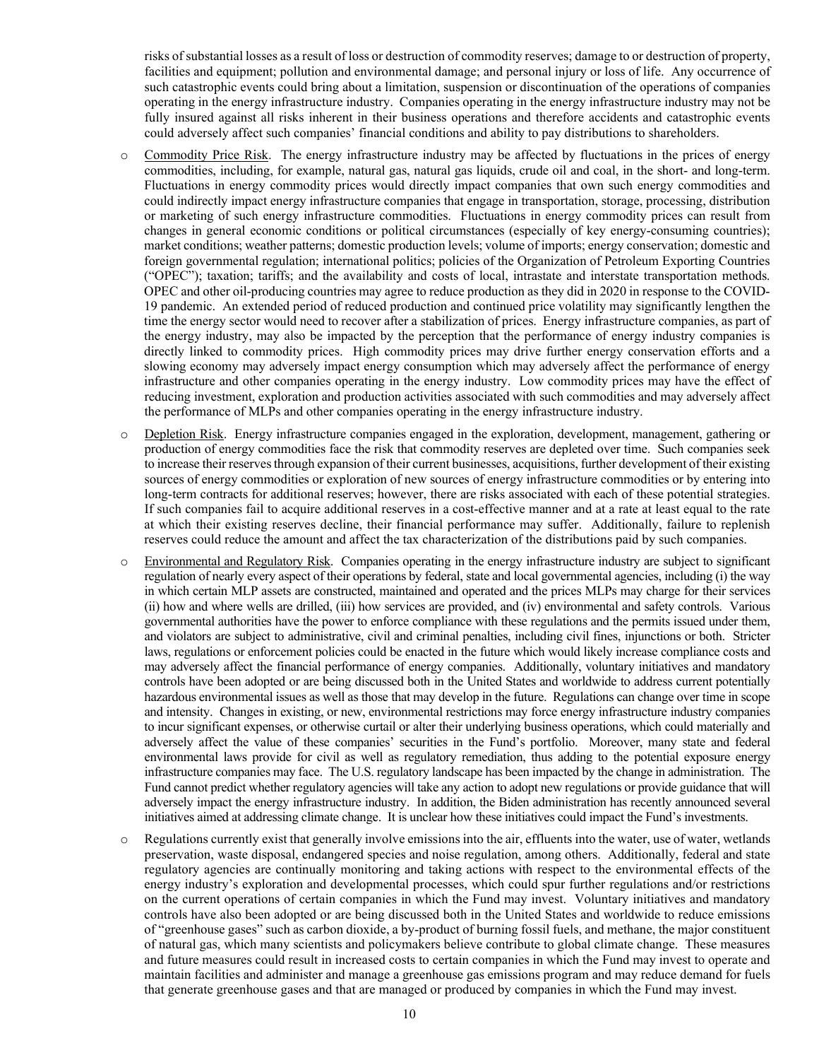risks of substantial losses as a result of loss or destruction of commodity reserves; damage to or destruction of property, facilities and equipment; pollution and environmental damage; and personal injury or loss of life. Any occurrence of such catastrophic events could bring about a limitation, suspension or discontinuation of the operations of companies operating in the energy infrastructure industry. Companies operating in the energy infrastructure industry may not be fully insured against all risks inherent in their business operations and therefore accidents and catastrophic events could adversely affect such companies' financial conditions and ability to pay distributions to shareholders.

- Commodity Price Risk. The energy infrastructure industry may be affected by fluctuations in the prices of energy commodities, including, for example, natural gas, natural gas liquids, crude oil and coal, in the short- and long-term. Fluctuations in energy commodity prices would directly impact companies that own such energy commodities and could indirectly impact energy infrastructure companies that engage in transportation, storage, processing, distribution or marketing of such energy infrastructure commodities. Fluctuations in energy commodity prices can result from changes in general economic conditions or political circumstances (especially of key energy-consuming countries); market conditions; weather patterns; domestic production levels; volume of imports; energy conservation; domestic and foreign governmental regulation; international politics; policies of the Organization of Petroleum Exporting Countries ("OPEC"); taxation; tariffs; and the availability and costs of local, intrastate and interstate transportation methods. OPEC and other oil-producing countries may agree to reduce production as they did in 2020 in response to the COVID-19 pandemic. An extended period of reduced production and continued price volatility may significantly lengthen the time the energy sector would need to recover after a stabilization of prices. Energy infrastructure companies, as part of the energy industry, may also be impacted by the perception that the performance of energy industry companies is directly linked to commodity prices. High commodity prices may drive further energy conservation efforts and a slowing economy may adversely impact energy consumption which may adversely affect the performance of energy infrastructure and other companies operating in the energy industry. Low commodity prices may have the effect of reducing investment, exploration and production activities associated with such commodities and may adversely affect the performance of MLPs and other companies operating in the energy infrastructure industry.

- Depletion Risk. Energy infrastructure companies engaged in the exploration, development, management, gathering or production of energy commodities face the risk that commodity reserves are depleted over time. Such companies seek to increase their reserves through expansion of their current businesses, acquisitions, further development of their existing sources of energy commodities or exploration of new sources of energy infrastructure commodities or by entering into long-term contracts for additional reserves; however, there are risks associated with each of these potential strategies. If such companies fail to acquire additional reserves in a cost-effective manner and at a rate at least equal to the rate at which their existing reserves decline, their financial performance may suffer. Additionally, failure to replenish reserves could reduce the amount and affect the tax characterization of the distributions paid by such companies.

- Environmental and Regulatory Risk. Companies operating in the energy infrastructure industry are subject to significant regulation of nearly every aspect of their operations by federal, state and local governmental agencies, including (i) the way in which certain MLP assets are constructed, maintained and operated and the prices MLPs may charge for their services (ii) how and where wells are drilled, (iii) how services are provided, and (iv) environmental and safety controls. Various governmental authorities have the power to enforce compliance with these regulations and the permits issued under them, and violators are subject to administrative, civil and criminal penalties, including civil fines, injunctions or both. Stricter laws, regulations or enforcement policies could be enacted in the future which would likely increase compliance costs and may adversely affect the financial performance of energy companies. Additionally, voluntary initiatives and mandatory controls have been adopted or are being discussed both in the United States and worldwide to address current potentially hazardous environmental issues as well as those that may develop in the future. Regulations can change over time in scope and intensity. Changes in existing, or new, environmental restrictions may force energy infrastructure industry companies to incur significant expenses, or otherwise curtail or alter their underlying business operations, which could materially and adversely affect the value of these companies' securities in the Fund's portfolio. Moreover, many state and federal environmental laws provide for civil as well as regulatory remediation, thus adding to the potential exposure energy infrastructure companies may face. The U.S. regulatory landscape has been impacted by the change in administration. The Fund cannot predict whether regulatory agencies will take any action to adopt new regulations or provide guidance that will adversely impact the energy infrastructure industry. In addition, the Biden administration has recently announced several initiatives aimed at addressing climate change. It is unclear how these initiatives could impact the Fund's investments.

- Regulations currently exist that generally involve emissions into the air, effluents into the water, use of water, wetlands preservation, waste disposal, endangered species and noise regulation, among others. Additionally, federal and state regulatory agencies are continually monitoring and taking actions with respect to the environmental effects of the energy industry's exploration and developmental processes, which could spur further regulations and/or restrictions on the current operations of certain companies in which the Fund may invest. Voluntary initiatives and mandatory controls have also been adopted or are being discussed both in the United States and worldwide to reduce emissions of "greenhouse gases" such as carbon dioxide, a by-product of burning fossil fuels, and methane, the major constituent of natural gas, which many scientists and policymakers believe contribute to global climate change. These measures and future measures could result in increased costs to certain companies in which the Fund may invest to operate and maintain facilities and administer and manage a greenhouse gas emissions program and may reduce demand for fuels that generate greenhouse gases and that are managed or produced by companies in which the Fund may invest.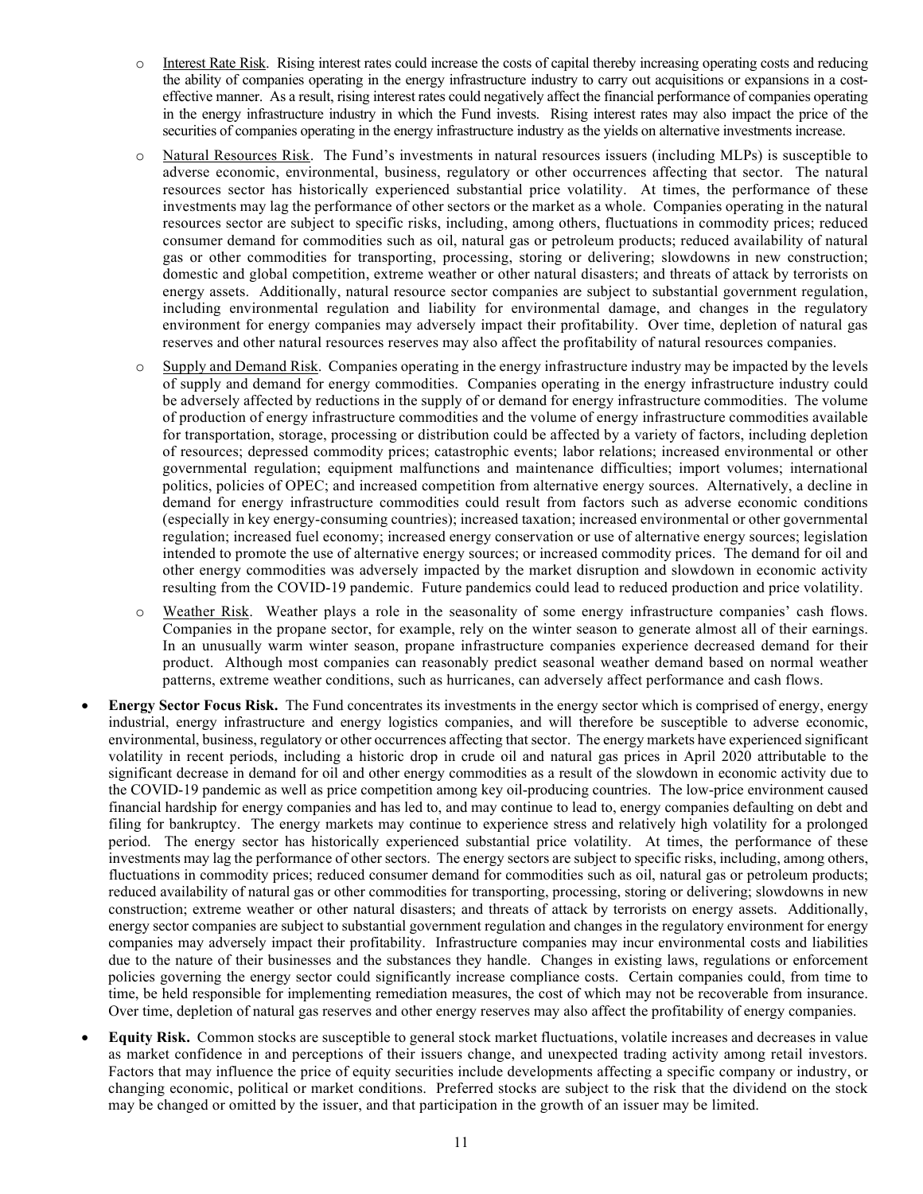- Interest Rate Risk. Rising interest rates could increase the costs of capital thereby increasing operating costs and reducing the ability of companies operating in the energy infrastructure industry to carry out acquisitions or expansions in a cost-effective manner. As a result, rising interest rates could negatively affect the financial performance of companies operating in the energy infrastructure industry in which the Fund invests. Rising interest rates may also impact the price of the securities of companies operating in the energy infrastructure industry as the yields on alternative investments increase.
- Natural Resources Risk. The Fund's investments in natural resources issuers (including MLPs) is susceptible to adverse economic, environmental, business, regulatory or other occurrences affecting that sector. The natural resources sector has historically experienced substantial price volatility. At times, the performance of these investments may lag the performance of other sectors or the market as a whole. Companies operating in the natural resources sector are subject to specific risks, including, among others, fluctuations in commodity prices; reduced consumer demand for commodities such as oil, natural gas or petroleum products; reduced availability of natural gas or other commodities for transporting, processing, storing or delivering; slowdowns in new construction; domestic and global competition, extreme weather or other natural disasters; and threats of attack by terrorists on energy assets. Additionally, natural resource sector companies are subject to substantial government regulation, including environmental regulation and liability for environmental damage, and changes in the regulatory environment for energy companies may adversely impact their profitability. Over time, depletion of natural gas reserves and other natural resources reserves may also affect the profitability of natural resources companies.
- Supply and Demand Risk. Companies operating in the energy infrastructure industry may be impacted by the levels of supply and demand for energy commodities. Companies operating in the energy infrastructure industry could be adversely affected by reductions in the supply of or demand for energy infrastructure commodities. The volume of production of energy infrastructure commodities and the volume of energy infrastructure commodities available for transportation, storage, processing or distribution could be affected by a variety of factors, including depletion of resources; depressed commodity prices; catastrophic events; labor relations; increased environmental or other governmental regulation; equipment malfunctions and maintenance difficulties; import volumes; international politics, policies of OPEC; and increased competition from alternative energy sources. Alternatively, a decline in demand for energy infrastructure commodities could result from factors such as adverse economic conditions (especially in key energy-consuming countries); increased taxation; increased environmental or other governmental regulation; increased fuel economy; increased energy conservation or use of alternative energy sources; legislation intended to promote the use of alternative energy sources; or increased commodity prices. The demand for oil and other energy commodities was adversely impacted by the market disruption and slowdown in economic activity resulting from the COVID-19 pandemic. Future pandemics could lead to reduced production and price volatility.
- Weather Risk. Weather plays a role in the seasonality of some energy infrastructure companies' cash flows. Companies in the propane sector, for example, rely on the winter season to generate almost all of their earnings. In an unusually warm winter season, propane infrastructure companies experience decreased demand for their product. Although most companies can reasonably predict seasonal weather demand based on normal weather patterns, extreme weather conditions, such as hurricanes, can adversely affect performance and cash flows.

- **Energy Sector Focus Risk.** The Fund concentrates its investments in the energy sector which is comprised of energy, energy industrial, energy infrastructure and energy logistics companies, and will therefore be susceptible to adverse economic, environmental, business, regulatory or other occurrences affecting that sector. The energy markets have experienced significant volatility in recent periods, including a historic drop in crude oil and natural gas prices in April 2020 attributable to the significant decrease in demand for oil and other energy commodities as a result of the slowdown in economic activity due to the COVID-19 pandemic as well as price competition among key oil-producing countries. The low-price environment caused financial hardship for energy companies and has led to, and may continue to lead to, energy companies defaulting on debt and filing for bankruptcy. The energy markets may continue to experience stress and relatively high volatility for a prolonged period. The energy sector has historically experienced substantial price volatility. At times, the performance of these investments may lag the performance of other sectors. The energy sectors are subject to specific risks, including, among others, fluctuations in commodity prices; reduced consumer demand for commodities such as oil, natural gas or petroleum products; reduced availability of natural gas or other commodities for transporting, processing, storing or delivering; slowdowns in new construction; extreme weather or other natural disasters; and threats of attack by terrorists on energy assets. Additionally, energy sector companies are subject to substantial government regulation and changes in the regulatory environment for energy companies may adversely impact their profitability. Infrastructure companies may incur environmental costs and liabilities due to the nature of their businesses and the substances they handle. Changes in existing laws, regulations or enforcement policies governing the energy sector could significantly increase compliance costs. Certain companies could, from time to time, be held responsible for implementing remediation measures, the cost of which may not be recoverable from insurance. Over time, depletion of natural gas reserves and other energy reserves may also affect the profitability of energy companies.
- **Equity Risk.** Common stocks are susceptible to general stock market fluctuations, volatile increases and decreases in value as market confidence in and perceptions of their issuers change, and unexpected trading activity among retail investors. Factors that may influence the price of equity securities include developments affecting a specific company or industry, or changing economic, political or market conditions. Preferred stocks are subject to the risk that the dividend on the stock may be changed or omitted by the issuer, and that participation in the growth of an issuer may be limited.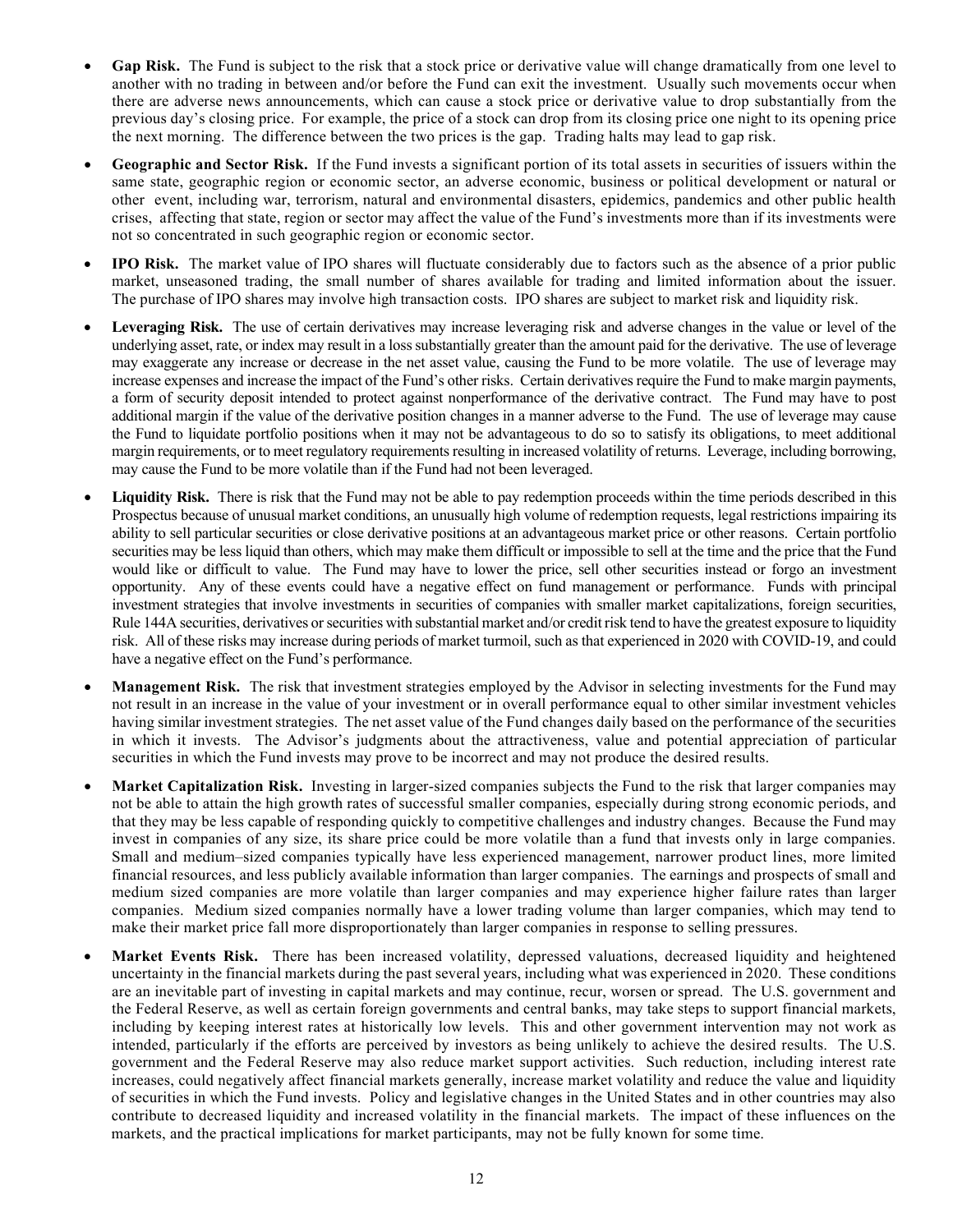- **Gap Risk.** The Fund is subject to the risk that a stock price or derivative value will change dramatically from one level to another with no trading in between and/or before the Fund can exit the investment. Usually such movements occur when there are adverse news announcements, which can cause a stock price or derivative value to drop substantially from the previous day's closing price. For example, the price of a stock can drop from its closing price one night to its opening price the next morning. The difference between the two prices is the gap. Trading halts may lead to gap risk.

- **Geographic and Sector Risk.** If the Fund invests a significant portion of its total assets in securities of issuers within the same state, geographic region or economic sector, an adverse economic, business or political development or natural or other event, including war, terrorism, natural and environmental disasters, epidemics, pandemics and other public health crises, affecting that state, region or sector may affect the value of the Fund's investments more than if its investments were not so concentrated in such geographic region or economic sector.

- **IPO Risk.** The market value of IPO shares will fluctuate considerably due to factors such as the absence of a prior public market, unseasoned trading, the small number of shares available for trading and limited information about the issuer. The purchase of IPO shares may involve high transaction costs. IPO shares are subject to market risk and liquidity risk.

- **Leveraging Risk.** The use of certain derivatives may increase leveraging risk and adverse changes in the value or level of the underlying asset, rate, or index may result in a loss substantially greater than the amount paid for the derivative. The use of leverage may exaggerate any increase or decrease in the net asset value, causing the Fund to be more volatile. The use of leverage may increase expenses and increase the impact of the Fund's other risks. Certain derivatives require the Fund to make margin payments, a form of security deposit intended to protect against nonperformance of the derivative contract. The Fund may have to post additional margin if the value of the derivative position changes in a manner adverse to the Fund. The use of leverage may cause the Fund to liquidate portfolio positions when it may not be advantageous to do so to satisfy its obligations, to meet additional margin requirements, or to meet regulatory requirements resulting in increased volatility of returns. Leverage, including borrowing, may cause the Fund to be more volatile than if the Fund had not been leveraged.

- **Liquidity Risk.** There is risk that the Fund may not be able to pay redemption proceeds within the time periods described in this Prospectus because of unusual market conditions, an unusually high volume of redemption requests, legal restrictions impairing its ability to sell particular securities or close derivative positions at an advantageous market price or other reasons. Certain portfolio securities may be less liquid than others, which may make them difficult or impossible to sell at the time and the price that the Fund would like or difficult to value. The Fund may have to lower the price, sell other securities instead or forgo an investment opportunity. Any of these events could have a negative effect on fund management or performance. Funds with principal investment strategies that involve investments in securities of companies with smaller market capitalizations, foreign securities, Rule 144A securities, derivatives or securities with substantial market and/or credit risk tend to have the greatest exposure to liquidity risk. All of these risks may increase during periods of market turmoil, such as that experienced in 2020 with COVID-19, and could have a negative effect on the Fund's performance.

- **Management Risk.** The risk that investment strategies employed by the Advisor in selecting investments for the Fund may not result in an increase in the value of your investment or in overall performance equal to other similar investment vehicles having similar investment strategies. The net asset value of the Fund changes daily based on the performance of the securities in which it invests. The Advisor's judgments about the attractiveness, value and potential appreciation of particular securities in which the Fund invests may prove to be incorrect and may not produce the desired results.

- **Market Capitalization Risk.** Investing in larger-sized companies subjects the Fund to the risk that larger companies may not be able to attain the high growth rates of successful smaller companies, especially during strong economic periods, and that they may be less capable of responding quickly to competitive challenges and industry changes. Because the Fund may invest in companies of any size, its share price could be more volatile than a fund that invests only in large companies. Small and medium–sized companies typically have less experienced management, narrower product lines, more limited financial resources, and less publicly available information than larger companies. The earnings and prospects of small and medium sized companies are more volatile than larger companies and may experience higher failure rates than larger companies. Medium sized companies normally have a lower trading volume than larger companies, which may tend to make their market price fall more disproportionately than larger companies in response to selling pressures.

- **Market Events Risk.** There has been increased volatility, depressed valuations, decreased liquidity and heightened uncertainty in the financial markets during the past several years, including what was experienced in 2020. These conditions are an inevitable part of investing in capital markets and may continue, recur, worsen or spread. The U.S. government and the Federal Reserve, as well as certain foreign governments and central banks, may take steps to support financial markets, including by keeping interest rates at historically low levels. This and other government intervention may not work as intended, particularly if the efforts are perceived by investors as being unlikely to achieve the desired results. The U.S. government and the Federal Reserve may also reduce market support activities. Such reduction, including interest rate increases, could negatively affect financial markets generally, increase market volatility and reduce the value and liquidity of securities in which the Fund invests. Policy and legislative changes in the United States and in other countries may also contribute to decreased liquidity and increased volatility in the financial markets. The impact of these influences on the markets, and the practical implications for market participants, may not be fully known for some time.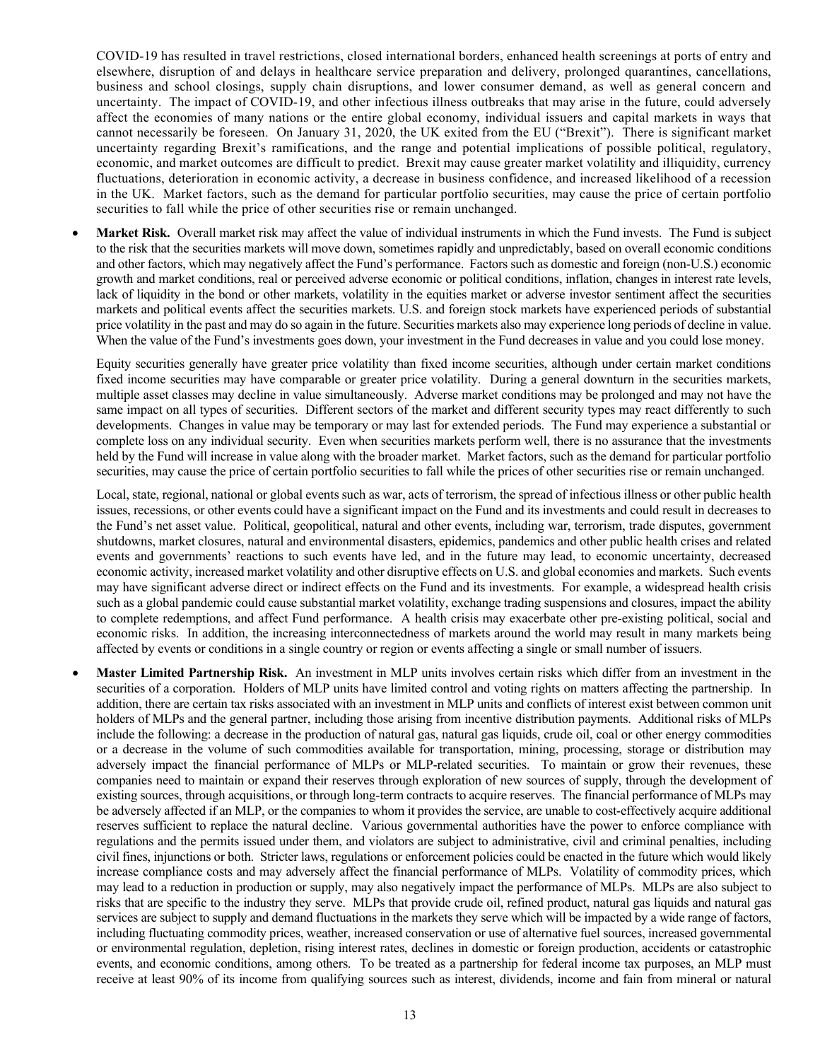COVID-19 has resulted in travel restrictions, closed international borders, enhanced health screenings at ports of entry and elsewhere, disruption of and delays in healthcare service preparation and delivery, prolonged quarantines, cancellations, business and school closings, supply chain disruptions, and lower consumer demand, as well as general concern and uncertainty. The impact of COVID-19, and other infectious illness outbreaks that may arise in the future, could adversely affect the economies of many nations or the entire global economy, individual issuers and capital markets in ways that cannot necessarily be foreseen. On January 31, 2020, the UK exited from the EU ("Brexit"). There is significant market uncertainty regarding Brexit's ramifications, and the range and potential implications of possible political, regulatory, economic, and market outcomes are difficult to predict. Brexit may cause greater market volatility and illiquidity, currency fluctuations, deterioration in economic activity, a decrease in business confidence, and increased likelihood of a recession in the UK. Market factors, such as the demand for particular portfolio securities, may cause the price of certain portfolio securities to fall while the price of other securities rise or remain unchanged.

- **Market Risk.** Overall market risk may affect the value of individual instruments in which the Fund invests. The Fund is subject to the risk that the securities markets will move down, sometimes rapidly and unpredictably, based on overall economic conditions and other factors, which may negatively affect the Fund's performance. Factors such as domestic and foreign (non-U.S.) economic growth and market conditions, real or perceived adverse economic or political conditions, inflation, changes in interest rate levels, lack of liquidity in the bond or other markets, volatility in the equities market or adverse investor sentiment affect the securities markets and political events affect the securities markets. U.S. and foreign stock markets have experienced periods of substantial price volatility in the past and may do so again in the future. Securities markets also may experience long periods of decline in value. When the value of the Fund's investments goes down, your investment in the Fund decreases in value and you could lose money.

  Equity securities generally have greater price volatility than fixed income securities, although under certain market conditions fixed income securities may have comparable or greater price volatility. During a general downturn in the securities markets, multiple asset classes may decline in value simultaneously. Adverse market conditions may be prolonged and may not have the same impact on all types of securities. Different sectors of the market and different security types may react differently to such developments. Changes in value may be temporary or may last for extended periods. The Fund may experience a substantial or complete loss on any individual security. Even when securities markets perform well, there is no assurance that the investments held by the Fund will increase in value along with the broader market. Market factors, such as the demand for particular portfolio securities, may cause the price of certain portfolio securities to fall while the prices of other securities rise or remain unchanged.

  Local, state, regional, national or global events such as war, acts of terrorism, the spread of infectious illness or other public health issues, recessions, or other events could have a significant impact on the Fund and its investments and could result in decreases to the Fund's net asset value. Political, geopolitical, natural and other events, including war, terrorism, trade disputes, government shutdowns, market closures, natural and environmental disasters, epidemics, pandemics and other public health crises and related events and governments' reactions to such events have led, and in the future may lead, to economic uncertainty, decreased economic activity, increased market volatility and other disruptive effects on U.S. and global economies and markets. Such events may have significant adverse direct or indirect effects on the Fund and its investments. For example, a widespread health crisis such as a global pandemic could cause substantial market volatility, exchange trading suspensions and closures, impact the ability to complete redemptions, and affect Fund performance. A health crisis may exacerbate other pre-existing political, social and economic risks. In addition, the increasing interconnectedness of markets around the world may result in many markets being affected by events or conditions in a single country or region or events affecting a single or small number of issuers.

- **Master Limited Partnership Risk.** An investment in MLP units involves certain risks which differ from an investment in the securities of a corporation. Holders of MLP units have limited control and voting rights on matters affecting the partnership. In addition, there are certain tax risks associated with an investment in MLP units and conflicts of interest exist between common unit holders of MLPs and the general partner, including those arising from incentive distribution payments. Additional risks of MLPs include the following: a decrease in the production of natural gas, natural gas liquids, crude oil, coal or other energy commodities or a decrease in the volume of such commodities available for transportation, mining, processing, storage or distribution may adversely impact the financial performance of MLPs or MLP-related securities. To maintain or grow their revenues, these companies need to maintain or expand their reserves through exploration of new sources of supply, through the development of existing sources, through acquisitions, or through long-term contracts to acquire reserves. The financial performance of MLPs may be adversely affected if an MLP, or the companies to whom it provides the service, are unable to cost-effectively acquire additional reserves sufficient to replace the natural decline. Various governmental authorities have the power to enforce compliance with regulations and the permits issued under them, and violators are subject to administrative, civil and criminal penalties, including civil fines, injunctions or both. Stricter laws, regulations or enforcement policies could be enacted in the future which would likely increase compliance costs and may adversely affect the financial performance of MLPs. Volatility of commodity prices, which may lead to a reduction in production or supply, may also negatively impact the performance of MLPs. MLPs are also subject to risks that are specific to the industry they serve. MLPs that provide crude oil, refined product, natural gas liquids and natural gas services are subject to supply and demand fluctuations in the markets they serve which will be impacted by a wide range of factors, including fluctuating commodity prices, weather, increased conservation or use of alternative fuel sources, increased governmental or environmental regulation, depletion, rising interest rates, declines in domestic or foreign production, accidents or catastrophic events, and economic conditions, among others. To be treated as a partnership for federal income tax purposes, an MLP must receive at least 90% of its income from qualifying sources such as interest, dividends, income and fain from mineral or natural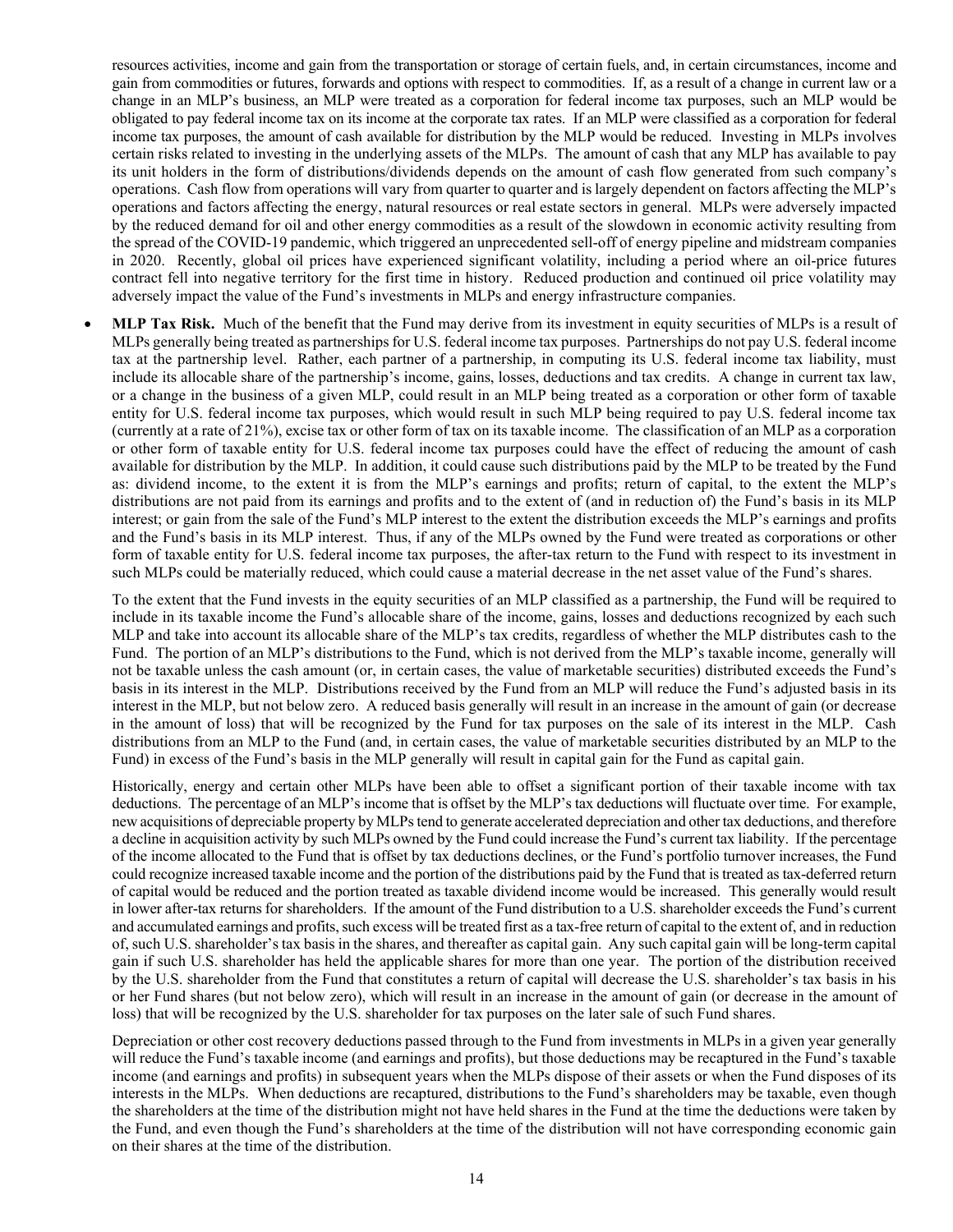resources activities, income and gain from the transportation or storage of certain fuels, and, in certain circumstances, income and gain from commodities or futures, forwards and options with respect to commodities. If, as a result of a change in current law or a change in an MLP's business, an MLP were treated as a corporation for federal income tax purposes, such an MLP would be obligated to pay federal income tax on its income at the corporate tax rates. If an MLP were classified as a corporation for federal income tax purposes, the amount of cash available for distribution by the MLP would be reduced. Investing in MLPs involves certain risks related to investing in the underlying assets of the MLPs. The amount of cash that any MLP has available to pay its unit holders in the form of distributions/dividends depends on the amount of cash flow generated from such company's operations. Cash flow from operations will vary from quarter to quarter and is largely dependent on factors affecting the MLP's operations and factors affecting the energy, natural resources or real estate sectors in general. MLPs were adversely impacted by the reduced demand for oil and other energy commodities as a result of the slowdown in economic activity resulting from the spread of the COVID-19 pandemic, which triggered an unprecedented sell-off of energy pipeline and midstream companies in 2020. Recently, global oil prices have experienced significant volatility, including a period where an oil-price futures contract fell into negative territory for the first time in history. Reduced production and continued oil price volatility may adversely impact the value of the Fund's investments in MLPs and energy infrastructure companies.

- **MLP Tax Risk.** Much of the benefit that the Fund may derive from its investment in equity securities of MLPs is a result of MLPs generally being treated as partnerships for U.S. federal income tax purposes. Partnerships do not pay U.S. federal income tax at the partnership level. Rather, each partner of a partnership, in computing its U.S. federal income tax liability, must include its allocable share of the partnership's income, gains, losses, deductions and tax credits. A change in current tax law, or a change in the business of a given MLP, could result in an MLP being treated as a corporation or other form of taxable entity for U.S. federal income tax purposes, which would result in such MLP being required to pay U.S. federal income tax (currently at a rate of 21%), excise tax or other form of tax on its taxable income. The classification of an MLP as a corporation or other form of taxable entity for U.S. federal income tax purposes could have the effect of reducing the amount of cash available for distribution by the MLP. In addition, it could cause such distributions paid by the MLP to be treated by the Fund as: dividend income, to the extent it is from the MLP's earnings and profits; return of capital, to the extent the MLP's distributions are not paid from its earnings and profits and to the extent of (and in reduction of) the Fund's basis in its MLP interest; or gain from the sale of the Fund's MLP interest to the extent the distribution exceeds the MLP's earnings and profits and the Fund's basis in its MLP interest. Thus, if any of the MLPs owned by the Fund were treated as corporations or other form of taxable entity for U.S. federal income tax purposes, the after-tax return to the Fund with respect to its investment in such MLPs could be materially reduced, which could cause a material decrease in the net asset value of the Fund's shares.

  To the extent that the Fund invests in the equity securities of an MLP classified as a partnership, the Fund will be required to include in its taxable income the Fund's allocable share of the income, gains, losses and deductions recognized by each such MLP and take into account its allocable share of the MLP's tax credits, regardless of whether the MLP distributes cash to the Fund. The portion of an MLP's distributions to the Fund, which is not derived from the MLP's taxable income, generally will not be taxable unless the cash amount (or, in certain cases, the value of marketable securities) distributed exceeds the Fund's basis in its interest in the MLP. Distributions received by the Fund from an MLP will reduce the Fund's adjusted basis in its interest in the MLP, but not below zero. A reduced basis generally will result in an increase in the amount of gain (or decrease in the amount of loss) that will be recognized by the Fund for tax purposes on the sale of its interest in the MLP. Cash distributions from an MLP to the Fund (and, in certain cases, the value of marketable securities distributed by an MLP to the Fund) in excess of the Fund's basis in the MLP generally will result in capital gain for the Fund as capital gain.

  Historically, energy and certain other MLPs have been able to offset a significant portion of their taxable income with tax deductions. The percentage of an MLP's income that is offset by the MLP's tax deductions will fluctuate over time. For example, new acquisitions of depreciable property by MLPs tend to generate accelerated depreciation and other tax deductions, and therefore a decline in acquisition activity by such MLPs owned by the Fund could increase the Fund's current tax liability. If the percentage of the income allocated to the Fund that is offset by tax deductions declines, or the Fund's portfolio turnover increases, the Fund could recognize increased taxable income and the portion of the distributions paid by the Fund that is treated as tax-deferred return of capital would be reduced and the portion treated as taxable dividend income would be increased. This generally would result in lower after-tax returns for shareholders. If the amount of the Fund distribution to a U.S. shareholder exceeds the Fund's current and accumulated earnings and profits, such excess will be treated first as a tax-free return of capital to the extent of, and in reduction of, such U.S. shareholder's tax basis in the shares, and thereafter as capital gain. Any such capital gain will be long-term capital gain if such U.S. shareholder has held the applicable shares for more than one year. The portion of the distribution received by the U.S. shareholder from the Fund that constitutes a return of capital will decrease the U.S. shareholder's tax basis in his or her Fund shares (but not below zero), which will result in an increase in the amount of gain (or decrease in the amount of loss) that will be recognized by the U.S. shareholder for tax purposes on the later sale of such Fund shares.

  Depreciation or other cost recovery deductions passed through to the Fund from investments in MLPs in a given year generally will reduce the Fund's taxable income (and earnings and profits), but those deductions may be recaptured in the Fund's taxable income (and earnings and profits) in subsequent years when the MLPs dispose of their assets or when the Fund disposes of its interests in the MLPs. When deductions are recaptured, distributions to the Fund's shareholders may be taxable, even though the shareholders at the time of the distribution might not have held shares in the Fund at the time the deductions were taken by the Fund, and even though the Fund's shareholders at the time of the distribution will not have corresponding economic gain on their shares at the time of the distribution.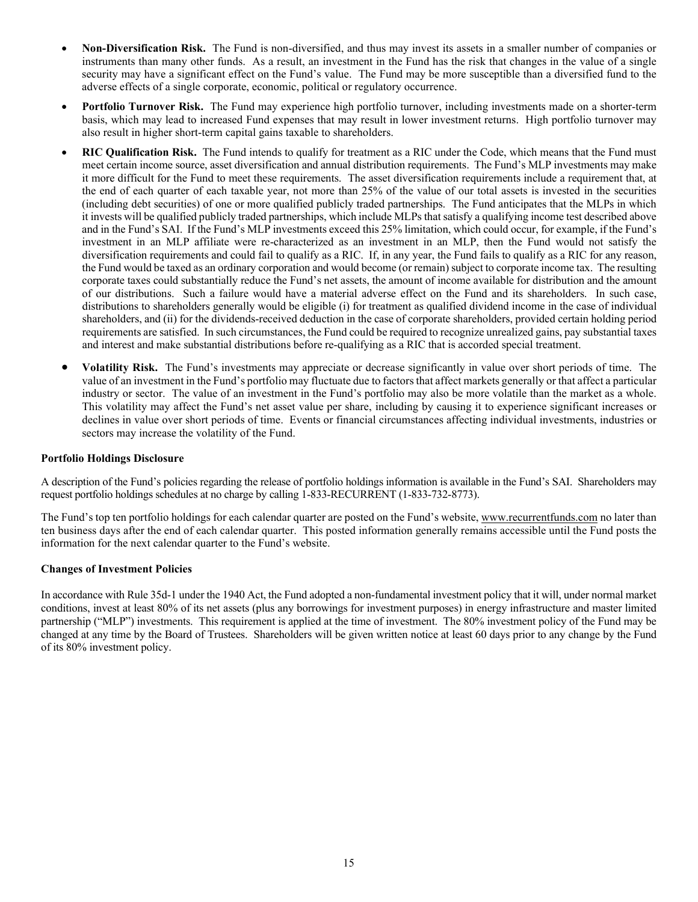- **Non-Diversification Risk.** The Fund is non-diversified, and thus may invest its assets in a smaller number of companies or instruments than many other funds. As a result, an investment in the Fund has the risk that changes in the value of a single security may have a significant effect on the Fund's value. The Fund may be more susceptible than a diversified fund to the adverse effects of a single corporate, economic, political or regulatory occurrence.

- **Portfolio Turnover Risk.** The Fund may experience high portfolio turnover, including investments made on a shorter-term basis, which may lead to increased Fund expenses that may result in lower investment returns. High portfolio turnover may also result in higher short-term capital gains taxable to shareholders.

- **RIC Qualification Risk.** The Fund intends to qualify for treatment as a RIC under the Code, which means that the Fund must meet certain income source, asset diversification and annual distribution requirements. The Fund's MLP investments may make it more difficult for the Fund to meet these requirements. The asset diversification requirements include a requirement that, at the end of each quarter of each taxable year, not more than 25% of the value of our total assets is invested in the securities (including debt securities) of one or more qualified publicly traded partnerships. The Fund anticipates that the MLPs in which it invests will be qualified publicly traded partnerships, which include MLPs that satisfy a qualifying income test described above and in the Fund's SAI. If the Fund's MLP investments exceed this 25% limitation, which could occur, for example, if the Fund's investment in an MLP affiliate were re-characterized as an investment in an MLP, then the Fund would not satisfy the diversification requirements and could fail to qualify as a RIC. If, in any year, the Fund fails to qualify as a RIC for any reason, the Fund would be taxed as an ordinary corporation and would become (or remain) subject to corporate income tax. The resulting corporate taxes could substantially reduce the Fund's net assets, the amount of income available for distribution and the amount of our distributions. Such a failure would have a material adverse effect on the Fund and its shareholders. In such case, distributions to shareholders generally would be eligible (i) for treatment as qualified dividend income in the case of individual shareholders, and (ii) for the dividends-received deduction in the case of corporate shareholders, provided certain holding period requirements are satisfied. In such circumstances, the Fund could be required to recognize unrealized gains, pay substantial taxes and interest and make substantial distributions before re-qualifying as a RIC that is accorded special treatment.

- **Volatility Risk.** The Fund's investments may appreciate or decrease significantly in value over short periods of time. The value of an investment in the Fund's portfolio may fluctuate due to factors that affect markets generally or that affect a particular industry or sector. The value of an investment in the Fund's portfolio may also be more volatile than the market as a whole. This volatility may affect the Fund's net asset value per share, including by causing it to experience significant increases or declines in value over short periods of time. Events or financial circumstances affecting individual investments, industries or sectors may increase the volatility of the Fund.

### Portfolio Holdings Disclosure

A description of the Fund's policies regarding the release of portfolio holdings information is available in the Fund's SAI. Shareholders may request portfolio holdings schedules at no charge by calling 1-833-RECURRENT (1-833-732-8773).

The Fund's top ten portfolio holdings for each calendar quarter are posted on the Fund's website, www.recurrentfunds.com no later than ten business days after the end of each calendar quarter. This posted information generally remains accessible until the Fund posts the information for the next calendar quarter to the Fund's website.

### Changes of Investment Policies

In accordance with Rule 35d-1 under the 1940 Act, the Fund adopted a non-fundamental investment policy that it will, under normal market conditions, invest at least 80% of its net assets (plus any borrowings for investment purposes) in energy infrastructure and master limited partnership ("MLP") investments. This requirement is applied at the time of investment. The 80% investment policy of the Fund may be changed at any time by the Board of Trustees. Shareholders will be given written notice at least 60 days prior to any change by the Fund of its 80% investment policy.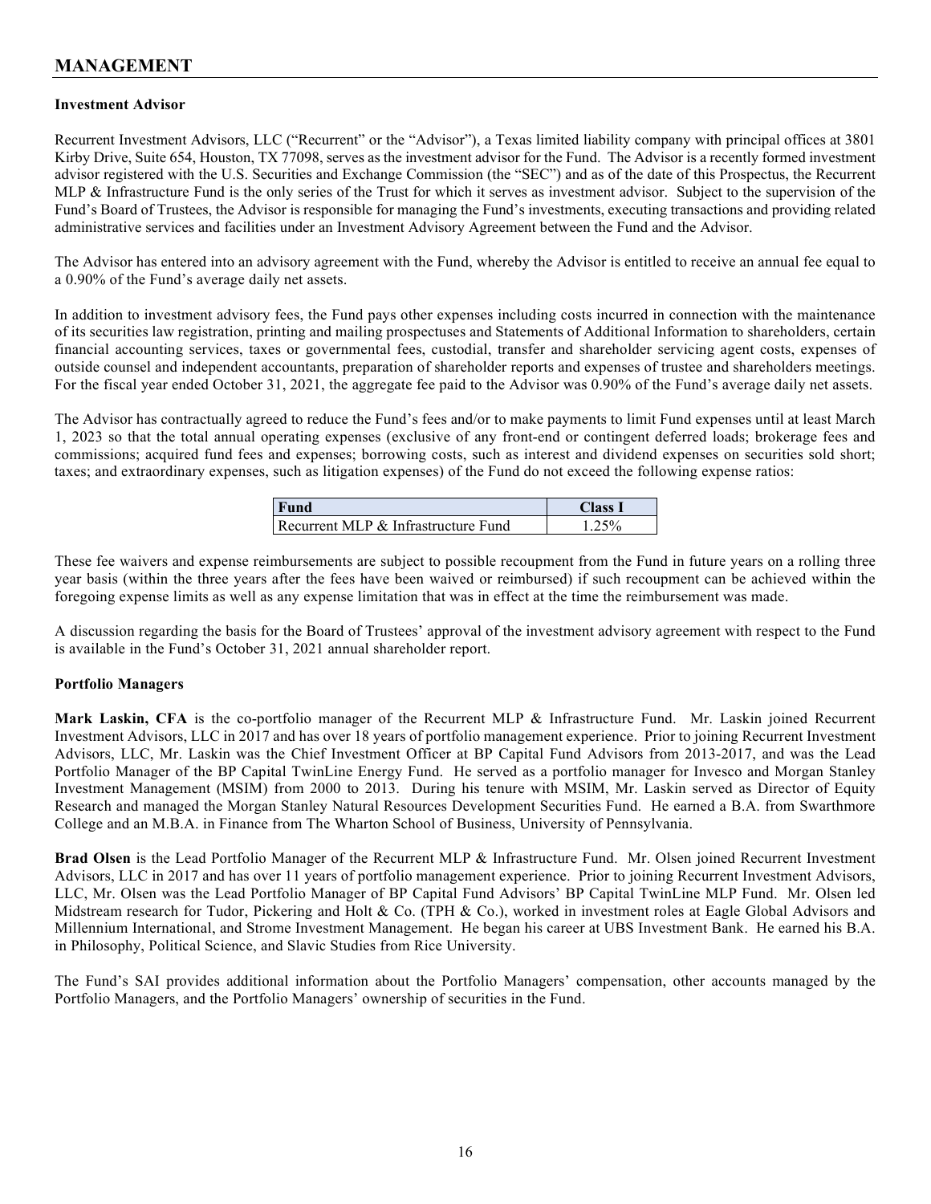## MANAGEMENT

### Investment Advisor

Recurrent Investment Advisors, LLC ("Recurrent" or the "Advisor"), a Texas limited liability company with principal offices at 3801 Kirby Drive, Suite 654, Houston, TX 77098, serves as the investment advisor for the Fund. The Advisor is a recently formed investment advisor registered with the U.S. Securities and Exchange Commission (the "SEC") and as of the date of this Prospectus, the Recurrent MLP & Infrastructure Fund is the only series of the Trust for which it serves as investment advisor. Subject to the supervision of the Fund's Board of Trustees, the Advisor is responsible for managing the Fund's investments, executing transactions and providing related administrative services and facilities under an Investment Advisory Agreement between the Fund and the Advisor.

The Advisor has entered into an advisory agreement with the Fund, whereby the Advisor is entitled to receive an annual fee equal to a 0.90% of the Fund's average daily net assets.

In addition to investment advisory fees, the Fund pays other expenses including costs incurred in connection with the maintenance of its securities law registration, printing and mailing prospectuses and Statements of Additional Information to shareholders, certain financial accounting services, taxes or governmental fees, custodial, transfer and shareholder servicing agent costs, expenses of outside counsel and independent accountants, preparation of shareholder reports and expenses of trustee and shareholders meetings. For the fiscal year ended October 31, 2021, the aggregate fee paid to the Advisor was 0.90% of the Fund's average daily net assets.

The Advisor has contractually agreed to reduce the Fund's fees and/or to make payments to limit Fund expenses until at least March 1, 2023 so that the total annual operating expenses (exclusive of any front-end or contingent deferred loads; brokerage fees and commissions; acquired fund fees and expenses; borrowing costs, such as interest and dividend expenses on securities sold short; taxes; and extraordinary expenses, such as litigation expenses) of the Fund do not exceed the following expense ratios:

| Fund | Class I |
|---|---|
| Recurrent MLP & Infrastructure Fund | 1.25% |

These fee waivers and expense reimbursements are subject to possible recoupment from the Fund in future years on a rolling three year basis (within the three years after the fees have been waived or reimbursed) if such recoupment can be achieved within the foregoing expense limits as well as any expense limitation that was in effect at the time the reimbursement was made.

A discussion regarding the basis for the Board of Trustees' approval of the investment advisory agreement with respect to the Fund is available in the Fund's October 31, 2021 annual shareholder report.

### Portfolio Managers

**Mark Laskin, CFA** is the co-portfolio manager of the Recurrent MLP & Infrastructure Fund. Mr. Laskin joined Recurrent Investment Advisors, LLC in 2017 and has over 18 years of portfolio management experience. Prior to joining Recurrent Investment Advisors, LLC, Mr. Laskin was the Chief Investment Officer at BP Capital Fund Advisors from 2013-2017, and was the Lead Portfolio Manager of the BP Capital TwinLine Energy Fund. He served as a portfolio manager for Invesco and Morgan Stanley Investment Management (MSIM) from 2000 to 2013. During his tenure with MSIM, Mr. Laskin served as Director of Equity Research and managed the Morgan Stanley Natural Resources Development Securities Fund. He earned a B.A. from Swarthmore College and an M.B.A. in Finance from The Wharton School of Business, University of Pennsylvania.

**Brad Olsen** is the Lead Portfolio Manager of the Recurrent MLP & Infrastructure Fund. Mr. Olsen joined Recurrent Investment Advisors, LLC in 2017 and has over 11 years of portfolio management experience. Prior to joining Recurrent Investment Advisors, LLC, Mr. Olsen was the Lead Portfolio Manager of BP Capital Fund Advisors' BP Capital TwinLine MLP Fund. Mr. Olsen led Midstream research for Tudor, Pickering and Holt & Co. (TPH & Co.), worked in investment roles at Eagle Global Advisors and Millennium International, and Strome Investment Management. He began his career at UBS Investment Bank. He earned his B.A. in Philosophy, Political Science, and Slavic Studies from Rice University.

The Fund's SAI provides additional information about the Portfolio Managers' compensation, other accounts managed by the Portfolio Managers, and the Portfolio Managers' ownership of securities in the Fund.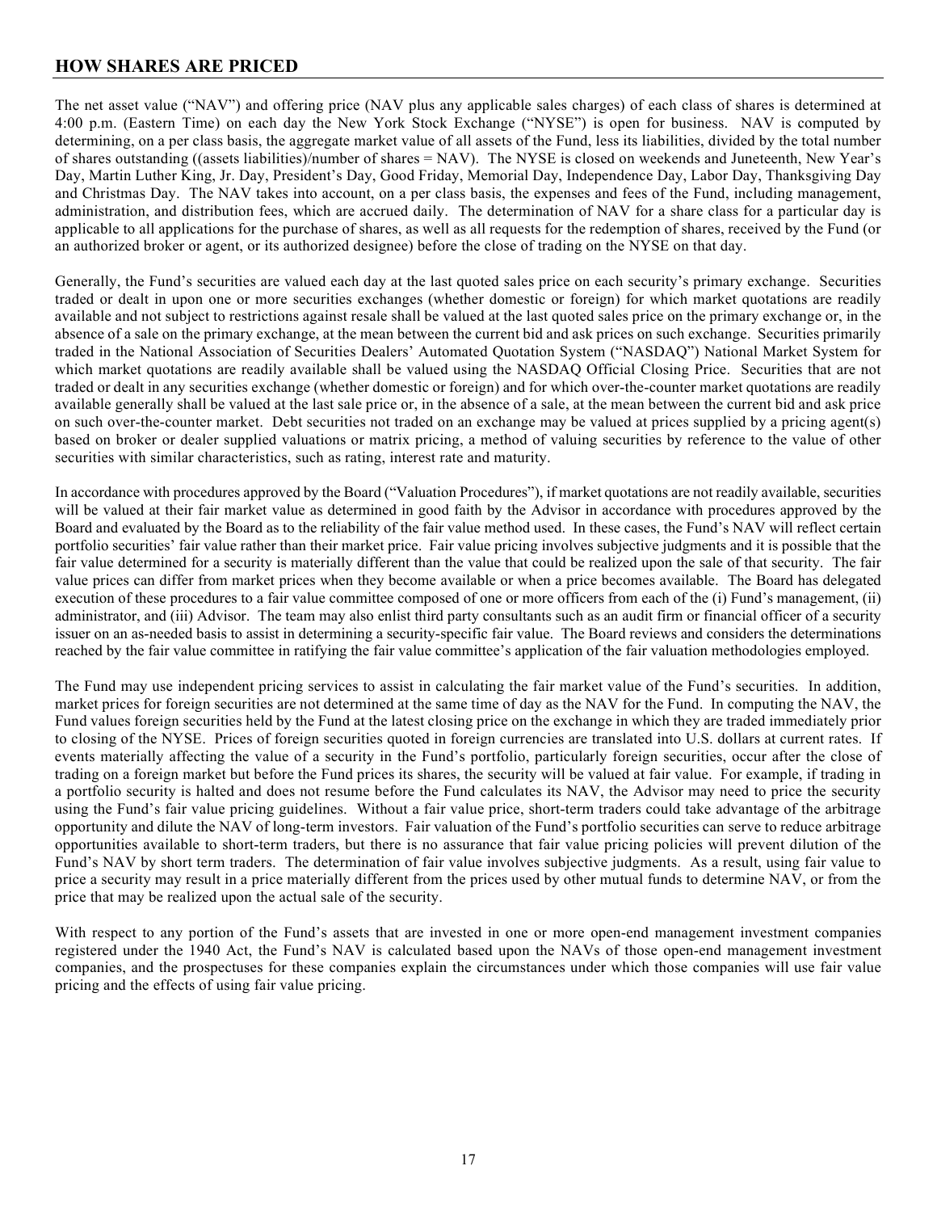## HOW SHARES ARE PRICED

The net asset value ("NAV") and offering price (NAV plus any applicable sales charges) of each class of shares is determined at 4:00 p.m. (Eastern Time) on each day the New York Stock Exchange ("NYSE") is open for business. NAV is computed by determining, on a per class basis, the aggregate market value of all assets of the Fund, less its liabilities, divided by the total number of shares outstanding ((assets liabilities)/number of shares = NAV). The NYSE is closed on weekends and Juneteenth, New Year's Day, Martin Luther King, Jr. Day, President's Day, Good Friday, Memorial Day, Independence Day, Labor Day, Thanksgiving Day and Christmas Day. The NAV takes into account, on a per class basis, the expenses and fees of the Fund, including management, administration, and distribution fees, which are accrued daily. The determination of NAV for a share class for a particular day is applicable to all applications for the purchase of shares, as well as all requests for the redemption of shares, received by the Fund (or an authorized broker or agent, or its authorized designee) before the close of trading on the NYSE on that day.

Generally, the Fund's securities are valued each day at the last quoted sales price on each security's primary exchange. Securities traded or dealt in upon one or more securities exchanges (whether domestic or foreign) for which market quotations are readily available and not subject to restrictions against resale shall be valued at the last quoted sales price on the primary exchange or, in the absence of a sale on the primary exchange, at the mean between the current bid and ask prices on such exchange. Securities primarily traded in the National Association of Securities Dealers' Automated Quotation System ("NASDAQ") National Market System for which market quotations are readily available shall be valued using the NASDAQ Official Closing Price. Securities that are not traded or dealt in any securities exchange (whether domestic or foreign) and for which over-the-counter market quotations are readily available generally shall be valued at the last sale price or, in the absence of a sale, at the mean between the current bid and ask price on such over-the-counter market. Debt securities not traded on an exchange may be valued at prices supplied by a pricing agent(s) based on broker or dealer supplied valuations or matrix pricing, a method of valuing securities by reference to the value of other securities with similar characteristics, such as rating, interest rate and maturity.

In accordance with procedures approved by the Board ("Valuation Procedures"), if market quotations are not readily available, securities will be valued at their fair market value as determined in good faith by the Advisor in accordance with procedures approved by the Board and evaluated by the Board as to the reliability of the fair value method used. In these cases, the Fund's NAV will reflect certain portfolio securities' fair value rather than their market price. Fair value pricing involves subjective judgments and it is possible that the fair value determined for a security is materially different than the value that could be realized upon the sale of that security. The fair value prices can differ from market prices when they become available or when a price becomes available. The Board has delegated execution of these procedures to a fair value committee composed of one or more officers from each of the (i) Fund's management, (ii) administrator, and (iii) Advisor. The team may also enlist third party consultants such as an audit firm or financial officer of a security issuer on an as-needed basis to assist in determining a security-specific fair value. The Board reviews and considers the determinations reached by the fair value committee in ratifying the fair value committee's application of the fair valuation methodologies employed.

The Fund may use independent pricing services to assist in calculating the fair market value of the Fund's securities. In addition, market prices for foreign securities are not determined at the same time of day as the NAV for the Fund. In computing the NAV, the Fund values foreign securities held by the Fund at the latest closing price on the exchange in which they are traded immediately prior to closing of the NYSE. Prices of foreign securities quoted in foreign currencies are translated into U.S. dollars at current rates. If events materially affecting the value of a security in the Fund's portfolio, particularly foreign securities, occur after the close of trading on a foreign market but before the Fund prices its shares, the security will be valued at fair value. For example, if trading in a portfolio security is halted and does not resume before the Fund calculates its NAV, the Advisor may need to price the security using the Fund's fair value pricing guidelines. Without a fair value price, short-term traders could take advantage of the arbitrage opportunity and dilute the NAV of long-term investors. Fair valuation of the Fund's portfolio securities can serve to reduce arbitrage opportunities available to short-term traders, but there is no assurance that fair value pricing policies will prevent dilution of the Fund's NAV by short term traders. The determination of fair value involves subjective judgments. As a result, using fair value to price a security may result in a price materially different from the prices used by other mutual funds to determine NAV, or from the price that may be realized upon the actual sale of the security.

With respect to any portion of the Fund's assets that are invested in one or more open-end management investment companies registered under the 1940 Act, the Fund's NAV is calculated based upon the NAVs of those open-end management investment companies, and the prospectuses for these companies explain the circumstances under which those companies will use fair value pricing and the effects of using fair value pricing.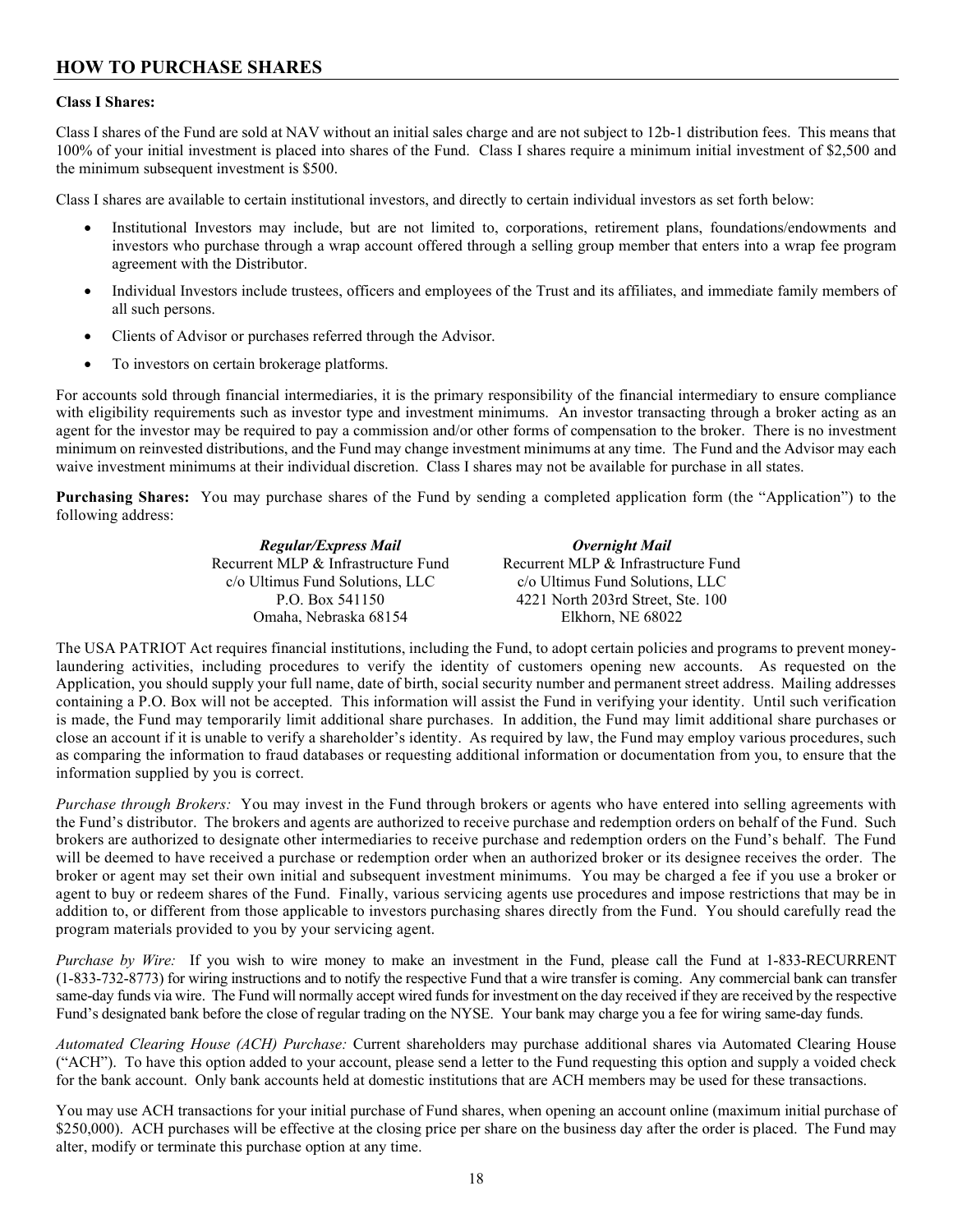## HOW TO PURCHASE SHARES

**Class I Shares:**

Class I shares of the Fund are sold at NAV without an initial sales charge and are not subject to 12b-1 distribution fees. This means that 100% of your initial investment is placed into shares of the Fund. Class I shares require a minimum initial investment of $2,500 and the minimum subsequent investment is $500.

Class I shares are available to certain institutional investors, and directly to certain individual investors as set forth below:

- Institutional Investors may include, but are not limited to, corporations, retirement plans, foundations/endowments and investors who purchase through a wrap account offered through a selling group member that enters into a wrap fee program agreement with the Distributor.
- Individual Investors include trustees, officers and employees of the Trust and its affiliates, and immediate family members of all such persons.
- Clients of Advisor or purchases referred through the Advisor.
- To investors on certain brokerage platforms.

For accounts sold through financial intermediaries, it is the primary responsibility of the financial intermediary to ensure compliance with eligibility requirements such as investor type and investment minimums. An investor transacting through a broker acting as an agent for the investor may be required to pay a commission and/or other forms of compensation to the broker. There is no investment minimum on reinvested distributions, and the Fund may change investment minimums at any time. The Fund and the Advisor may each waive investment minimums at their individual discretion. Class I shares may not be available for purchase in all states.

**Purchasing Shares:** You may purchase shares of the Fund by sending a completed application form (the "Application") to the following address:

***Regular/Express Mail***
Recurrent MLP & Infrastructure Fund
c/o Ultimus Fund Solutions, LLC
P.O. Box 541150
Omaha, Nebraska 68154

***Overnight Mail***
Recurrent MLP & Infrastructure Fund
c/o Ultimus Fund Solutions, LLC
4221 North 203rd Street, Ste. 100
Elkhorn, NE 68022

The USA PATRIOT Act requires financial institutions, including the Fund, to adopt certain policies and programs to prevent money-laundering activities, including procedures to verify the identity of customers opening new accounts. As requested on the Application, you should supply your full name, date of birth, social security number and permanent street address. Mailing addresses containing a P.O. Box will not be accepted. This information will assist the Fund in verifying your identity. Until such verification is made, the Fund may temporarily limit additional share purchases. In addition, the Fund may limit additional share purchases or close an account if it is unable to verify a shareholder's identity. As required by law, the Fund may employ various procedures, such as comparing the information to fraud databases or requesting additional information or documentation from you, to ensure that the information supplied by you is correct.

*Purchase through Brokers:* You may invest in the Fund through brokers or agents who have entered into selling agreements with the Fund's distributor. The brokers and agents are authorized to receive purchase and redemption orders on behalf of the Fund. Such brokers are authorized to designate other intermediaries to receive purchase and redemption orders on the Fund's behalf. The Fund will be deemed to have received a purchase or redemption order when an authorized broker or its designee receives the order. The broker or agent may set their own initial and subsequent investment minimums. You may be charged a fee if you use a broker or agent to buy or redeem shares of the Fund. Finally, various servicing agents use procedures and impose restrictions that may be in addition to, or different from those applicable to investors purchasing shares directly from the Fund. You should carefully read the program materials provided to you by your servicing agent.

*Purchase by Wire:* If you wish to wire money to make an investment in the Fund, please call the Fund at 1-833-RECURRENT (1-833-732-8773) for wiring instructions and to notify the respective Fund that a wire transfer is coming. Any commercial bank can transfer same-day funds via wire. The Fund will normally accept wired funds for investment on the day received if they are received by the respective Fund's designated bank before the close of regular trading on the NYSE. Your bank may charge you a fee for wiring same-day funds.

*Automated Clearing House (ACH) Purchase:* Current shareholders may purchase additional shares via Automated Clearing House ("ACH"). To have this option added to your account, please send a letter to the Fund requesting this option and supply a voided check for the bank account. Only bank accounts held at domestic institutions that are ACH members may be used for these transactions.

You may use ACH transactions for your initial purchase of Fund shares, when opening an account online (maximum initial purchase of $250,000). ACH purchases will be effective at the closing price per share on the business day after the order is placed. The Fund may alter, modify or terminate this purchase option at any time.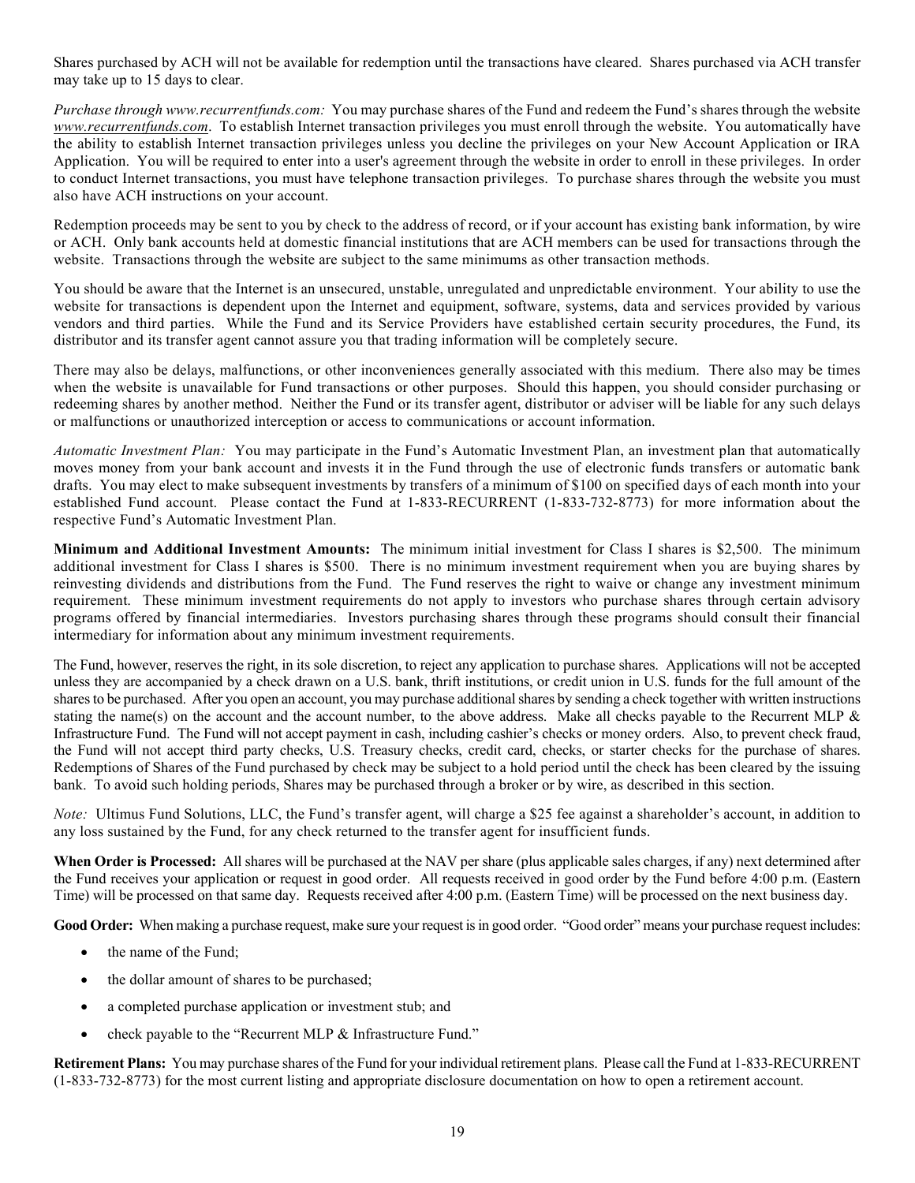Shares purchased by ACH will not be available for redemption until the transactions have cleared. Shares purchased via ACH transfer may take up to 15 days to clear.

*Purchase through www.recurrentfunds.com:* You may purchase shares of the Fund and redeem the Fund's shares through the website *www.recurrentfunds.com*. To establish Internet transaction privileges you must enroll through the website. You automatically have the ability to establish Internet transaction privileges unless you decline the privileges on your New Account Application or IRA Application. You will be required to enter into a user's agreement through the website in order to enroll in these privileges. In order to conduct Internet transactions, you must have telephone transaction privileges. To purchase shares through the website you must also have ACH instructions on your account.

Redemption proceeds may be sent to you by check to the address of record, or if your account has existing bank information, by wire or ACH. Only bank accounts held at domestic financial institutions that are ACH members can be used for transactions through the website. Transactions through the website are subject to the same minimums as other transaction methods.

You should be aware that the Internet is an unsecured, unstable, unregulated and unpredictable environment. Your ability to use the website for transactions is dependent upon the Internet and equipment, software, systems, data and services provided by various vendors and third parties. While the Fund and its Service Providers have established certain security procedures, the Fund, its distributor and its transfer agent cannot assure you that trading information will be completely secure.

There may also be delays, malfunctions, or other inconveniences generally associated with this medium. There also may be times when the website is unavailable for Fund transactions or other purposes. Should this happen, you should consider purchasing or redeeming shares by another method. Neither the Fund or its transfer agent, distributor or adviser will be liable for any such delays or malfunctions or unauthorized interception or access to communications or account information.

*Automatic Investment Plan:* You may participate in the Fund's Automatic Investment Plan, an investment plan that automatically moves money from your bank account and invests it in the Fund through the use of electronic funds transfers or automatic bank drafts. You may elect to make subsequent investments by transfers of a minimum of $100 on specified days of each month into your established Fund account. Please contact the Fund at 1-833-RECURRENT (1-833-732-8773) for more information about the respective Fund's Automatic Investment Plan.

**Minimum and Additional Investment Amounts:** The minimum initial investment for Class I shares is $2,500. The minimum additional investment for Class I shares is $500. There is no minimum investment requirement when you are buying shares by reinvesting dividends and distributions from the Fund. The Fund reserves the right to waive or change any investment minimum requirement. These minimum investment requirements do not apply to investors who purchase shares through certain advisory programs offered by financial intermediaries. Investors purchasing shares through these programs should consult their financial intermediary for information about any minimum investment requirements.

The Fund, however, reserves the right, in its sole discretion, to reject any application to purchase shares. Applications will not be accepted unless they are accompanied by a check drawn on a U.S. bank, thrift institutions, or credit union in U.S. funds for the full amount of the shares to be purchased. After you open an account, you may purchase additional shares by sending a check together with written instructions stating the name(s) on the account and the account number, to the above address. Make all checks payable to the Recurrent MLP & Infrastructure Fund. The Fund will not accept payment in cash, including cashier's checks or money orders. Also, to prevent check fraud, the Fund will not accept third party checks, U.S. Treasury checks, credit card, checks, or starter checks for the purchase of shares. Redemptions of Shares of the Fund purchased by check may be subject to a hold period until the check has been cleared by the issuing bank. To avoid such holding periods, Shares may be purchased through a broker or by wire, as described in this section.

*Note:* Ultimus Fund Solutions, LLC, the Fund's transfer agent, will charge a $25 fee against a shareholder's account, in addition to any loss sustained by the Fund, for any check returned to the transfer agent for insufficient funds.

**When Order is Processed:** All shares will be purchased at the NAV per share (plus applicable sales charges, if any) next determined after the Fund receives your application or request in good order. All requests received in good order by the Fund before 4:00 p.m. (Eastern Time) will be processed on that same day. Requests received after 4:00 p.m. (Eastern Time) will be processed on the next business day.

**Good Order:** When making a purchase request, make sure your request is in good order. "Good order" means your purchase request includes:

- the name of the Fund;
- the dollar amount of shares to be purchased;
- a completed purchase application or investment stub; and
- check payable to the "Recurrent MLP & Infrastructure Fund."

**Retirement Plans:** You may purchase shares of the Fund for your individual retirement plans. Please call the Fund at 1-833-RECURRENT (1-833-732-8773) for the most current listing and appropriate disclosure documentation on how to open a retirement account.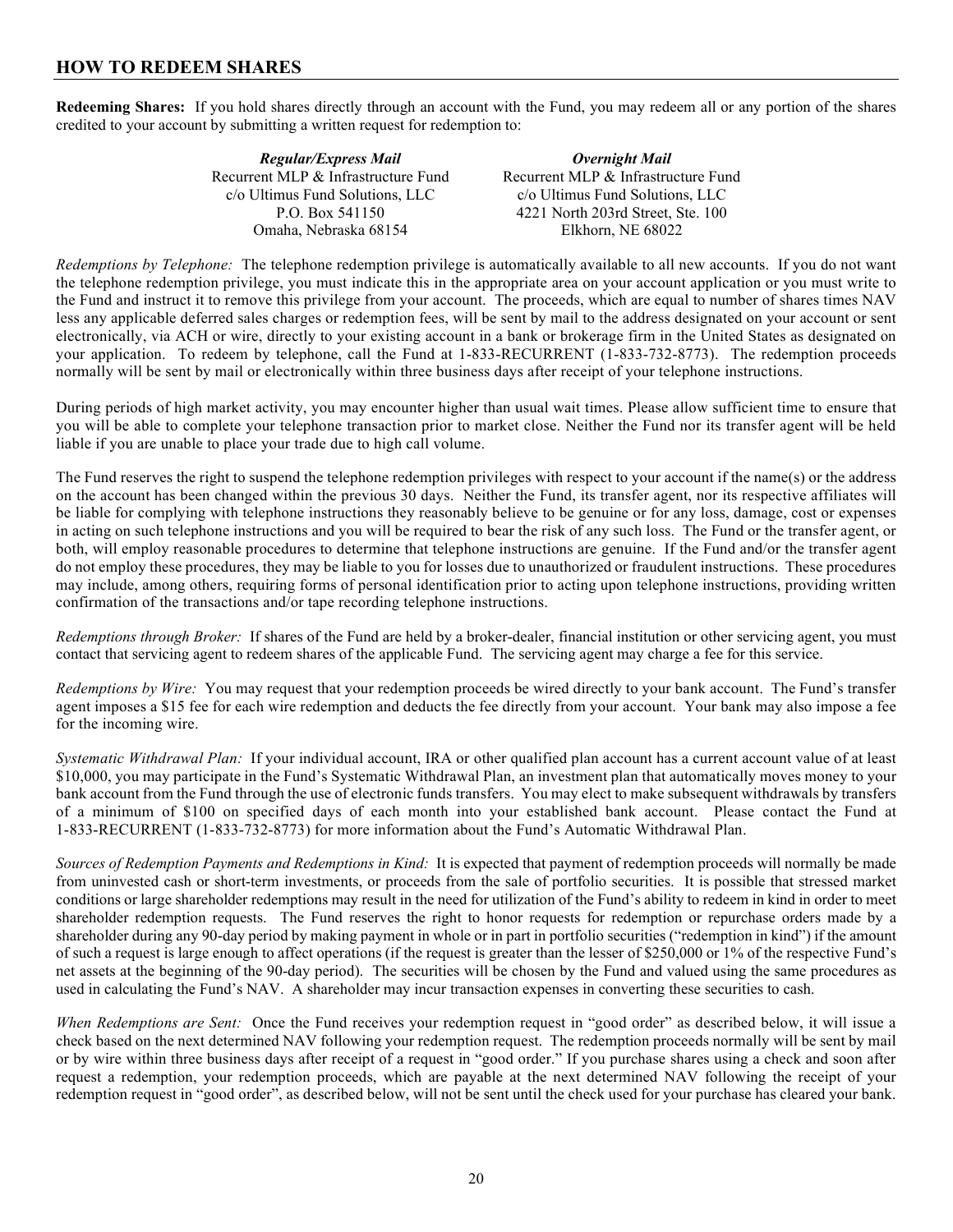## HOW TO REDEEM SHARES

**Redeeming Shares:** If you hold shares directly through an account with the Fund, you may redeem all or any portion of the shares credited to your account by submitting a written request for redemption to:

| ***Regular/Express Mail*** | ***Overnight Mail*** |
|---|---|
| Recurrent MLP & Infrastructure Fund | Recurrent MLP & Infrastructure Fund |
| c/o Ultimus Fund Solutions, LLC | c/o Ultimus Fund Solutions, LLC |
| P.O. Box 541150 | 4221 North 203rd Street, Ste. 100 |
| Omaha, Nebraska 68154 | Elkhorn, NE 68022 |

*Redemptions by Telephone:* The telephone redemption privilege is automatically available to all new accounts. If you do not want the telephone redemption privilege, you must indicate this in the appropriate area on your account application or you must write to the Fund and instruct it to remove this privilege from your account. The proceeds, which are equal to number of shares times NAV less any applicable deferred sales charges or redemption fees, will be sent by mail to the address designated on your account or sent electronically, via ACH or wire, directly to your existing account in a bank or brokerage firm in the United States as designated on your application. To redeem by telephone, call the Fund at 1-833-RECURRENT (1-833-732-8773). The redemption proceeds normally will be sent by mail or electronically within three business days after receipt of your telephone instructions.

During periods of high market activity, you may encounter higher than usual wait times. Please allow sufficient time to ensure that you will be able to complete your telephone transaction prior to market close. Neither the Fund nor its transfer agent will be held liable if you are unable to place your trade due to high call volume.

The Fund reserves the right to suspend the telephone redemption privileges with respect to your account if the name(s) or the address on the account has been changed within the previous 30 days. Neither the Fund, its transfer agent, nor its respective affiliates will be liable for complying with telephone instructions they reasonably believe to be genuine or for any loss, damage, cost or expenses in acting on such telephone instructions and you will be required to bear the risk of any such loss. The Fund or the transfer agent, or both, will employ reasonable procedures to determine that telephone instructions are genuine. If the Fund and/or the transfer agent do not employ these procedures, they may be liable to you for losses due to unauthorized or fraudulent instructions. These procedures may include, among others, requiring forms of personal identification prior to acting upon telephone instructions, providing written confirmation of the transactions and/or tape recording telephone instructions.

*Redemptions through Broker:* If shares of the Fund are held by a broker-dealer, financial institution or other servicing agent, you must contact that servicing agent to redeem shares of the applicable Fund. The servicing agent may charge a fee for this service.

*Redemptions by Wire:* You may request that your redemption proceeds be wired directly to your bank account. The Fund's transfer agent imposes a $15 fee for each wire redemption and deducts the fee directly from your account. Your bank may also impose a fee for the incoming wire.

*Systematic Withdrawal Plan:* If your individual account, IRA or other qualified plan account has a current account value of at least $10,000, you may participate in the Fund's Systematic Withdrawal Plan, an investment plan that automatically moves money to your bank account from the Fund through the use of electronic funds transfers. You may elect to make subsequent withdrawals by transfers of a minimum of $100 on specified days of each month into your established bank account. Please contact the Fund at 1-833-RECURRENT (1-833-732-8773) for more information about the Fund's Automatic Withdrawal Plan.

*Sources of Redemption Payments and Redemptions in Kind:* It is expected that payment of redemption proceeds will normally be made from uninvested cash or short-term investments, or proceeds from the sale of portfolio securities. It is possible that stressed market conditions or large shareholder redemptions may result in the need for utilization of the Fund's ability to redeem in kind in order to meet shareholder redemption requests. The Fund reserves the right to honor requests for redemption or repurchase orders made by a shareholder during any 90-day period by making payment in whole or in part in portfolio securities ("redemption in kind") if the amount of such a request is large enough to affect operations (if the request is greater than the lesser of $250,000 or 1% of the respective Fund's net assets at the beginning of the 90-day period). The securities will be chosen by the Fund and valued using the same procedures as used in calculating the Fund's NAV. A shareholder may incur transaction expenses in converting these securities to cash.

*When Redemptions are Sent:* Once the Fund receives your redemption request in "good order" as described below, it will issue a check based on the next determined NAV following your redemption request. The redemption proceeds normally will be sent by mail or by wire within three business days after receipt of a request in "good order." If you purchase shares using a check and soon after request a redemption, your redemption proceeds, which are payable at the next determined NAV following the receipt of your redemption request in "good order", as described below, will not be sent until the check used for your purchase has cleared your bank.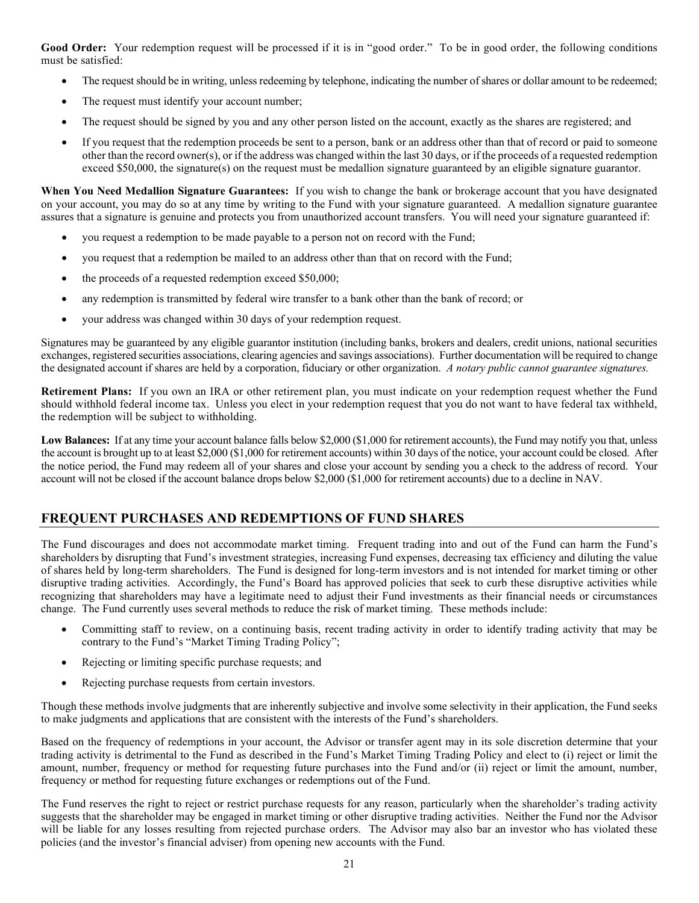**Good Order:** Your redemption request will be processed if it is in "good order." To be in good order, the following conditions must be satisfied:

- The request should be in writing, unless redeeming by telephone, indicating the number of shares or dollar amount to be redeemed;
- The request must identify your account number;
- The request should be signed by you and any other person listed on the account, exactly as the shares are registered; and
- If you request that the redemption proceeds be sent to a person, bank or an address other than that of record or paid to someone other than the record owner(s), or if the address was changed within the last 30 days, or if the proceeds of a requested redemption exceed $50,000, the signature(s) on the request must be medallion signature guaranteed by an eligible signature guarantor.

**When You Need Medallion Signature Guarantees:** If you wish to change the bank or brokerage account that you have designated on your account, you may do so at any time by writing to the Fund with your signature guaranteed. A medallion signature guarantee assures that a signature is genuine and protects you from unauthorized account transfers. You will need your signature guaranteed if:

- you request a redemption to be made payable to a person not on record with the Fund;
- you request that a redemption be mailed to an address other than that on record with the Fund;
- the proceeds of a requested redemption exceed $50,000;
- any redemption is transmitted by federal wire transfer to a bank other than the bank of record; or
- your address was changed within 30 days of your redemption request.

Signatures may be guaranteed by any eligible guarantor institution (including banks, brokers and dealers, credit unions, national securities exchanges, registered securities associations, clearing agencies and savings associations). Further documentation will be required to change the designated account if shares are held by a corporation, fiduciary or other organization. *A notary public cannot guarantee signatures.*

**Retirement Plans:** If you own an IRA or other retirement plan, you must indicate on your redemption request whether the Fund should withhold federal income tax. Unless you elect in your redemption request that you do not want to have federal tax withheld, the redemption will be subject to withholding.

**Low Balances:** If at any time your account balance falls below $2,000 ($1,000 for retirement accounts), the Fund may notify you that, unless the account is brought up to at least $2,000 ($1,000 for retirement accounts) within 30 days of the notice, your account could be closed. After the notice period, the Fund may redeem all of your shares and close your account by sending you a check to the address of record. Your account will not be closed if the account balance drops below $2,000 ($1,000 for retirement accounts) due to a decline in NAV.

## FREQUENT PURCHASES AND REDEMPTIONS OF FUND SHARES

The Fund discourages and does not accommodate market timing. Frequent trading into and out of the Fund can harm the Fund's shareholders by disrupting that Fund's investment strategies, increasing Fund expenses, decreasing tax efficiency and diluting the value of shares held by long-term shareholders. The Fund is designed for long-term investors and is not intended for market timing or other disruptive trading activities. Accordingly, the Fund's Board has approved policies that seek to curb these disruptive activities while recognizing that shareholders may have a legitimate need to adjust their Fund investments as their financial needs or circumstances change. The Fund currently uses several methods to reduce the risk of market timing. These methods include:

- Committing staff to review, on a continuing basis, recent trading activity in order to identify trading activity that may be contrary to the Fund's "Market Timing Trading Policy";
- Rejecting or limiting specific purchase requests; and
- Rejecting purchase requests from certain investors.

Though these methods involve judgments that are inherently subjective and involve some selectivity in their application, the Fund seeks to make judgments and applications that are consistent with the interests of the Fund's shareholders.

Based on the frequency of redemptions in your account, the Advisor or transfer agent may in its sole discretion determine that your trading activity is detrimental to the Fund as described in the Fund's Market Timing Trading Policy and elect to (i) reject or limit the amount, number, frequency or method for requesting future purchases into the Fund and/or (ii) reject or limit the amount, number, frequency or method for requesting future exchanges or redemptions out of the Fund.

The Fund reserves the right to reject or restrict purchase requests for any reason, particularly when the shareholder's trading activity suggests that the shareholder may be engaged in market timing or other disruptive trading activities. Neither the Fund nor the Advisor will be liable for any losses resulting from rejected purchase orders. The Advisor may also bar an investor who has violated these policies (and the investor's financial adviser) from opening new accounts with the Fund.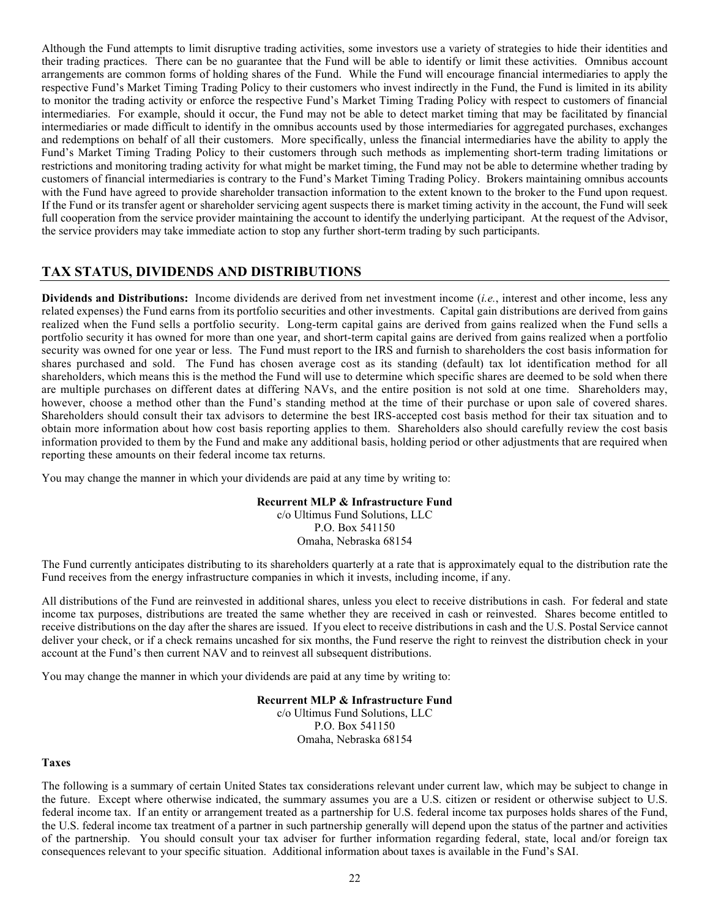Although the Fund attempts to limit disruptive trading activities, some investors use a variety of strategies to hide their identities and their trading practices. There can be no guarantee that the Fund will be able to identify or limit these activities. Omnibus account arrangements are common forms of holding shares of the Fund. While the Fund will encourage financial intermediaries to apply the respective Fund's Market Timing Trading Policy to their customers who invest indirectly in the Fund, the Fund is limited in its ability to monitor the trading activity or enforce the respective Fund's Market Timing Trading Policy with respect to customers of financial intermediaries. For example, should it occur, the Fund may not be able to detect market timing that may be facilitated by financial intermediaries or made difficult to identify in the omnibus accounts used by those intermediaries for aggregated purchases, exchanges and redemptions on behalf of all their customers. More specifically, unless the financial intermediaries have the ability to apply the Fund's Market Timing Trading Policy to their customers through such methods as implementing short-term trading limitations or restrictions and monitoring trading activity for what might be market timing, the Fund may not be able to determine whether trading by customers of financial intermediaries is contrary to the Fund's Market Timing Trading Policy. Brokers maintaining omnibus accounts with the Fund have agreed to provide shareholder transaction information to the extent known to the broker to the Fund upon request. If the Fund or its transfer agent or shareholder servicing agent suspects there is market timing activity in the account, the Fund will seek full cooperation from the service provider maintaining the account to identify the underlying participant. At the request of the Advisor, the service providers may take immediate action to stop any further short-term trading by such participants.

## TAX STATUS, DIVIDENDS AND DISTRIBUTIONS

**Dividends and Distributions:** Income dividends are derived from net investment income (*i.e.*, interest and other income, less any related expenses) the Fund earns from its portfolio securities and other investments. Capital gain distributions are derived from gains realized when the Fund sells a portfolio security. Long-term capital gains are derived from gains realized when the Fund sells a portfolio security it has owned for more than one year, and short-term capital gains are derived from gains realized when a portfolio security was owned for one year or less. The Fund must report to the IRS and furnish to shareholders the cost basis information for shares purchased and sold. The Fund has chosen average cost as its standing (default) tax lot identification method for all shareholders, which means this is the method the Fund will use to determine which specific shares are deemed to be sold when there are multiple purchases on different dates at differing NAVs, and the entire position is not sold at one time. Shareholders may, however, choose a method other than the Fund's standing method at the time of their purchase or upon sale of covered shares. Shareholders should consult their tax advisors to determine the best IRS-accepted cost basis method for their tax situation and to obtain more information about how cost basis reporting applies to them. Shareholders also should carefully review the cost basis information provided to them by the Fund and make any additional basis, holding period or other adjustments that are required when reporting these amounts on their federal income tax returns.

You may change the manner in which your dividends are paid at any time by writing to:

**Recurrent MLP & Infrastructure Fund**
c/o Ultimus Fund Solutions, LLC
P.O. Box 541150
Omaha, Nebraska 68154

The Fund currently anticipates distributing to its shareholders quarterly at a rate that is approximately equal to the distribution rate the Fund receives from the energy infrastructure companies in which it invests, including income, if any.

All distributions of the Fund are reinvested in additional shares, unless you elect to receive distributions in cash. For federal and state income tax purposes, distributions are treated the same whether they are received in cash or reinvested. Shares become entitled to receive distributions on the day after the shares are issued. If you elect to receive distributions in cash and the U.S. Postal Service cannot deliver your check, or if a check remains uncashed for six months, the Fund reserve the right to reinvest the distribution check in your account at the Fund's then current NAV and to reinvest all subsequent distributions.

You may change the manner in which your dividends are paid at any time by writing to:

**Recurrent MLP & Infrastructure Fund**
c/o Ultimus Fund Solutions, LLC
P.O. Box 541150
Omaha, Nebraska 68154

**Taxes**

The following is a summary of certain United States tax considerations relevant under current law, which may be subject to change in the future. Except where otherwise indicated, the summary assumes you are a U.S. citizen or resident or otherwise subject to U.S. federal income tax. If an entity or arrangement treated as a partnership for U.S. federal income tax purposes holds shares of the Fund, the U.S. federal income tax treatment of a partner in such partnership generally will depend upon the status of the partner and activities of the partnership. You should consult your tax adviser for further information regarding federal, state, local and/or foreign tax consequences relevant to your specific situation. Additional information about taxes is available in the Fund's SAI.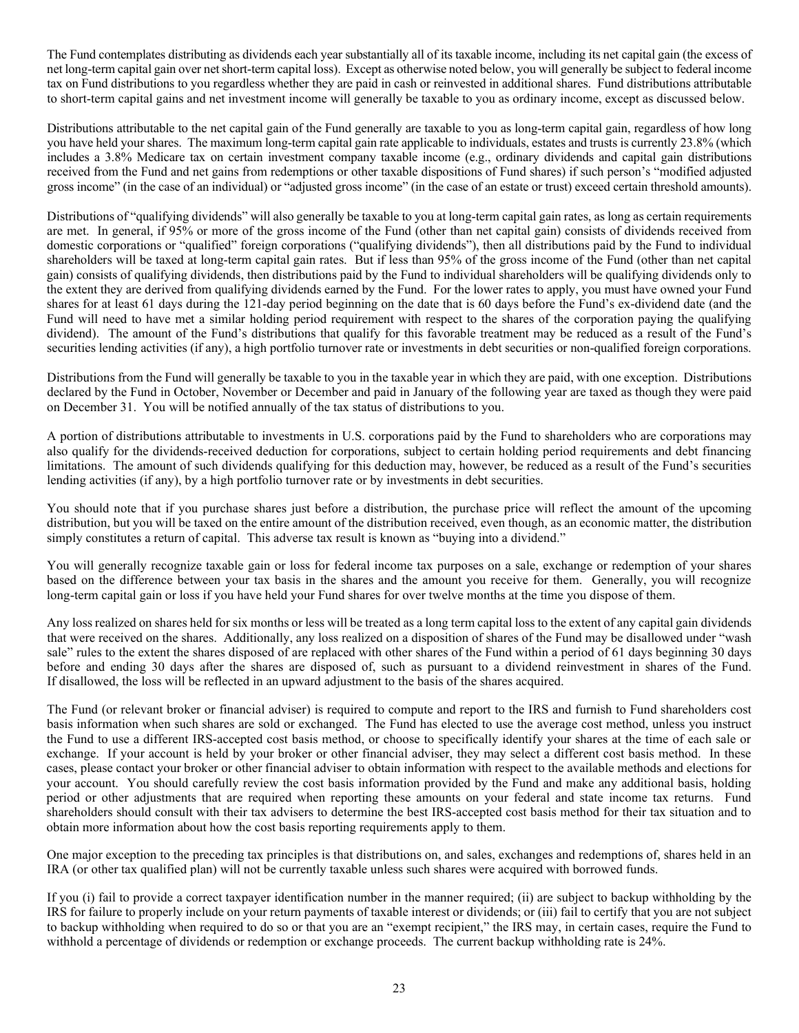The Fund contemplates distributing as dividends each year substantially all of its taxable income, including its net capital gain (the excess of net long-term capital gain over net short-term capital loss). Except as otherwise noted below, you will generally be subject to federal income tax on Fund distributions to you regardless whether they are paid in cash or reinvested in additional shares. Fund distributions attributable to short-term capital gains and net investment income will generally be taxable to you as ordinary income, except as discussed below.

Distributions attributable to the net capital gain of the Fund generally are taxable to you as long-term capital gain, regardless of how long you have held your shares. The maximum long-term capital gain rate applicable to individuals, estates and trusts is currently 23.8% (which includes a 3.8% Medicare tax on certain investment company taxable income (e.g., ordinary dividends and capital gain distributions received from the Fund and net gains from redemptions or other taxable dispositions of Fund shares) if such person's "modified adjusted gross income" (in the case of an individual) or "adjusted gross income" (in the case of an estate or trust) exceed certain threshold amounts).

Distributions of "qualifying dividends" will also generally be taxable to you at long-term capital gain rates, as long as certain requirements are met. In general, if 95% or more of the gross income of the Fund (other than net capital gain) consists of dividends received from domestic corporations or "qualified" foreign corporations ("qualifying dividends"), then all distributions paid by the Fund to individual shareholders will be taxed at long-term capital gain rates. But if less than 95% of the gross income of the Fund (other than net capital gain) consists of qualifying dividends, then distributions paid by the Fund to individual shareholders will be qualifying dividends only to the extent they are derived from qualifying dividends earned by the Fund. For the lower rates to apply, you must have owned your Fund shares for at least 61 days during the 121-day period beginning on the date that is 60 days before the Fund's ex-dividend date (and the Fund will need to have met a similar holding period requirement with respect to the shares of the corporation paying the qualifying dividend). The amount of the Fund's distributions that qualify for this favorable treatment may be reduced as a result of the Fund's securities lending activities (if any), a high portfolio turnover rate or investments in debt securities or non-qualified foreign corporations.

Distributions from the Fund will generally be taxable to you in the taxable year in which they are paid, with one exception. Distributions declared by the Fund in October, November or December and paid in January of the following year are taxed as though they were paid on December 31. You will be notified annually of the tax status of distributions to you.

A portion of distributions attributable to investments in U.S. corporations paid by the Fund to shareholders who are corporations may also qualify for the dividends-received deduction for corporations, subject to certain holding period requirements and debt financing limitations. The amount of such dividends qualifying for this deduction may, however, be reduced as a result of the Fund's securities lending activities (if any), by a high portfolio turnover rate or by investments in debt securities.

You should note that if you purchase shares just before a distribution, the purchase price will reflect the amount of the upcoming distribution, but you will be taxed on the entire amount of the distribution received, even though, as an economic matter, the distribution simply constitutes a return of capital. This adverse tax result is known as "buying into a dividend."

You will generally recognize taxable gain or loss for federal income tax purposes on a sale, exchange or redemption of your shares based on the difference between your tax basis in the shares and the amount you receive for them. Generally, you will recognize long-term capital gain or loss if you have held your Fund shares for over twelve months at the time you dispose of them.

Any loss realized on shares held for six months or less will be treated as a long term capital loss to the extent of any capital gain dividends that were received on the shares. Additionally, any loss realized on a disposition of shares of the Fund may be disallowed under "wash sale" rules to the extent the shares disposed of are replaced with other shares of the Fund within a period of 61 days beginning 30 days before and ending 30 days after the shares are disposed of, such as pursuant to a dividend reinvestment in shares of the Fund. If disallowed, the loss will be reflected in an upward adjustment to the basis of the shares acquired.

The Fund (or relevant broker or financial adviser) is required to compute and report to the IRS and furnish to Fund shareholders cost basis information when such shares are sold or exchanged. The Fund has elected to use the average cost method, unless you instruct the Fund to use a different IRS-accepted cost basis method, or choose to specifically identify your shares at the time of each sale or exchange. If your account is held by your broker or other financial adviser, they may select a different cost basis method. In these cases, please contact your broker or other financial adviser to obtain information with respect to the available methods and elections for your account. You should carefully review the cost basis information provided by the Fund and make any additional basis, holding period or other adjustments that are required when reporting these amounts on your federal and state income tax returns. Fund shareholders should consult with their tax advisers to determine the best IRS-accepted cost basis method for their tax situation and to obtain more information about how the cost basis reporting requirements apply to them.

One major exception to the preceding tax principles is that distributions on, and sales, exchanges and redemptions of, shares held in an IRA (or other tax qualified plan) will not be currently taxable unless such shares were acquired with borrowed funds.

If you (i) fail to provide a correct taxpayer identification number in the manner required; (ii) are subject to backup withholding by the IRS for failure to properly include on your return payments of taxable interest or dividends; or (iii) fail to certify that you are not subject to backup withholding when required to do so or that you are an "exempt recipient," the IRS may, in certain cases, require the Fund to withhold a percentage of dividends or redemption or exchange proceeds. The current backup withholding rate is 24%.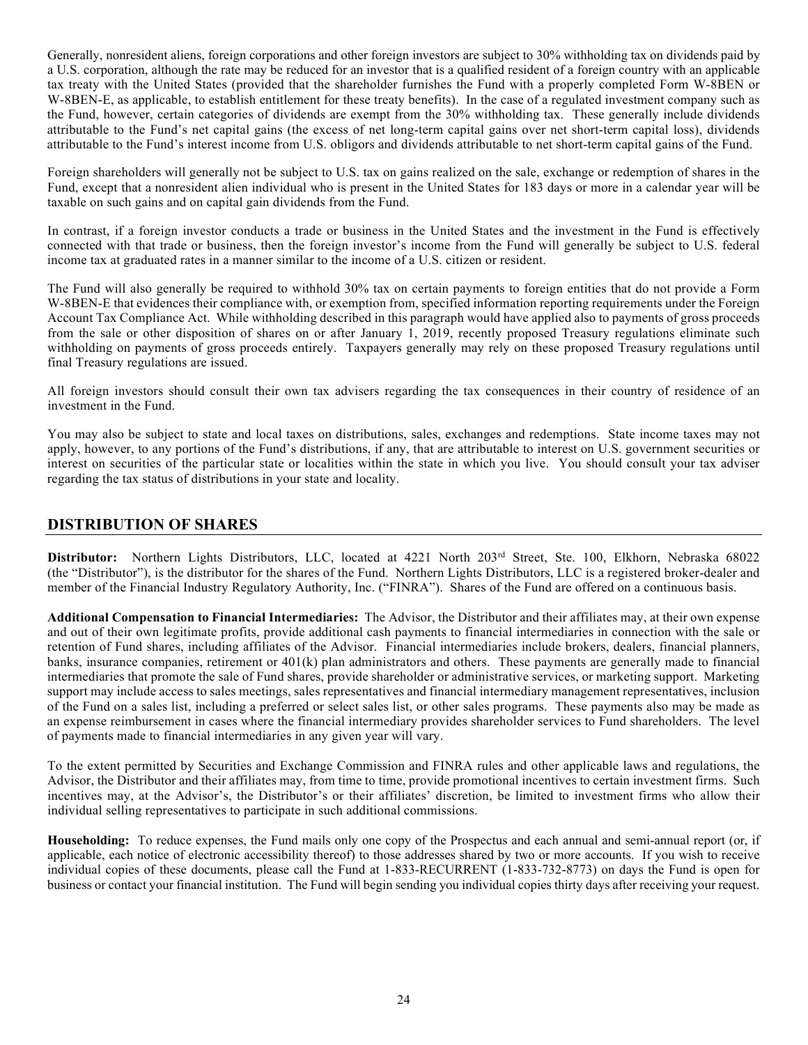Generally, nonresident aliens, foreign corporations and other foreign investors are subject to 30% withholding tax on dividends paid by a U.S. corporation, although the rate may be reduced for an investor that is a qualified resident of a foreign country with an applicable tax treaty with the United States (provided that the shareholder furnishes the Fund with a properly completed Form W-8BEN or W-8BEN-E, as applicable, to establish entitlement for these treaty benefits). In the case of a regulated investment company such as the Fund, however, certain categories of dividends are exempt from the 30% withholding tax. These generally include dividends attributable to the Fund's net capital gains (the excess of net long-term capital gains over net short-term capital loss), dividends attributable to the Fund's interest income from U.S. obligors and dividends attributable to net short-term capital gains of the Fund.

Foreign shareholders will generally not be subject to U.S. tax on gains realized on the sale, exchange or redemption of shares in the Fund, except that a nonresident alien individual who is present in the United States for 183 days or more in a calendar year will be taxable on such gains and on capital gain dividends from the Fund.

In contrast, if a foreign investor conducts a trade or business in the United States and the investment in the Fund is effectively connected with that trade or business, then the foreign investor's income from the Fund will generally be subject to U.S. federal income tax at graduated rates in a manner similar to the income of a U.S. citizen or resident.

The Fund will also generally be required to withhold 30% tax on certain payments to foreign entities that do not provide a Form W-8BEN-E that evidences their compliance with, or exemption from, specified information reporting requirements under the Foreign Account Tax Compliance Act. While withholding described in this paragraph would have applied also to payments of gross proceeds from the sale or other disposition of shares on or after January 1, 2019, recently proposed Treasury regulations eliminate such withholding on payments of gross proceeds entirely. Taxpayers generally may rely on these proposed Treasury regulations until final Treasury regulations are issued.

All foreign investors should consult their own tax advisers regarding the tax consequences in their country of residence of an investment in the Fund.

You may also be subject to state and local taxes on distributions, sales, exchanges and redemptions. State income taxes may not apply, however, to any portions of the Fund's distributions, if any, that are attributable to interest on U.S. government securities or interest on securities of the particular state or localities within the state in which you live. You should consult your tax adviser regarding the tax status of distributions in your state and locality.

## DISTRIBUTION OF SHARES

**Distributor:** Northern Lights Distributors, LLC, located at 4221 North 203rd Street, Ste. 100, Elkhorn, Nebraska 68022 (the "Distributor"), is the distributor for the shares of the Fund. Northern Lights Distributors, LLC is a registered broker-dealer and member of the Financial Industry Regulatory Authority, Inc. ("FINRA"). Shares of the Fund are offered on a continuous basis.

**Additional Compensation to Financial Intermediaries:** The Advisor, the Distributor and their affiliates may, at their own expense and out of their own legitimate profits, provide additional cash payments to financial intermediaries in connection with the sale or retention of Fund shares, including affiliates of the Advisor. Financial intermediaries include brokers, dealers, financial planners, banks, insurance companies, retirement or 401(k) plan administrators and others. These payments are generally made to financial intermediaries that promote the sale of Fund shares, provide shareholder or administrative services, or marketing support. Marketing support may include access to sales meetings, sales representatives and financial intermediary management representatives, inclusion of the Fund on a sales list, including a preferred or select sales list, or other sales programs. These payments also may be made as an expense reimbursement in cases where the financial intermediary provides shareholder services to Fund shareholders. The level of payments made to financial intermediaries in any given year will vary.

To the extent permitted by Securities and Exchange Commission and FINRA rules and other applicable laws and regulations, the Advisor, the Distributor and their affiliates may, from time to time, provide promotional incentives to certain investment firms. Such incentives may, at the Advisor's, the Distributor's or their affiliates' discretion, be limited to investment firms who allow their individual selling representatives to participate in such additional commissions.

**Householding:** To reduce expenses, the Fund mails only one copy of the Prospectus and each annual and semi-annual report (or, if applicable, each notice of electronic accessibility thereof) to those addresses shared by two or more accounts. If you wish to receive individual copies of these documents, please call the Fund at 1-833-RECURRENT (1-833-732-8773) on days the Fund is open for business or contact your financial institution. The Fund will begin sending you individual copies thirty days after receiving your request.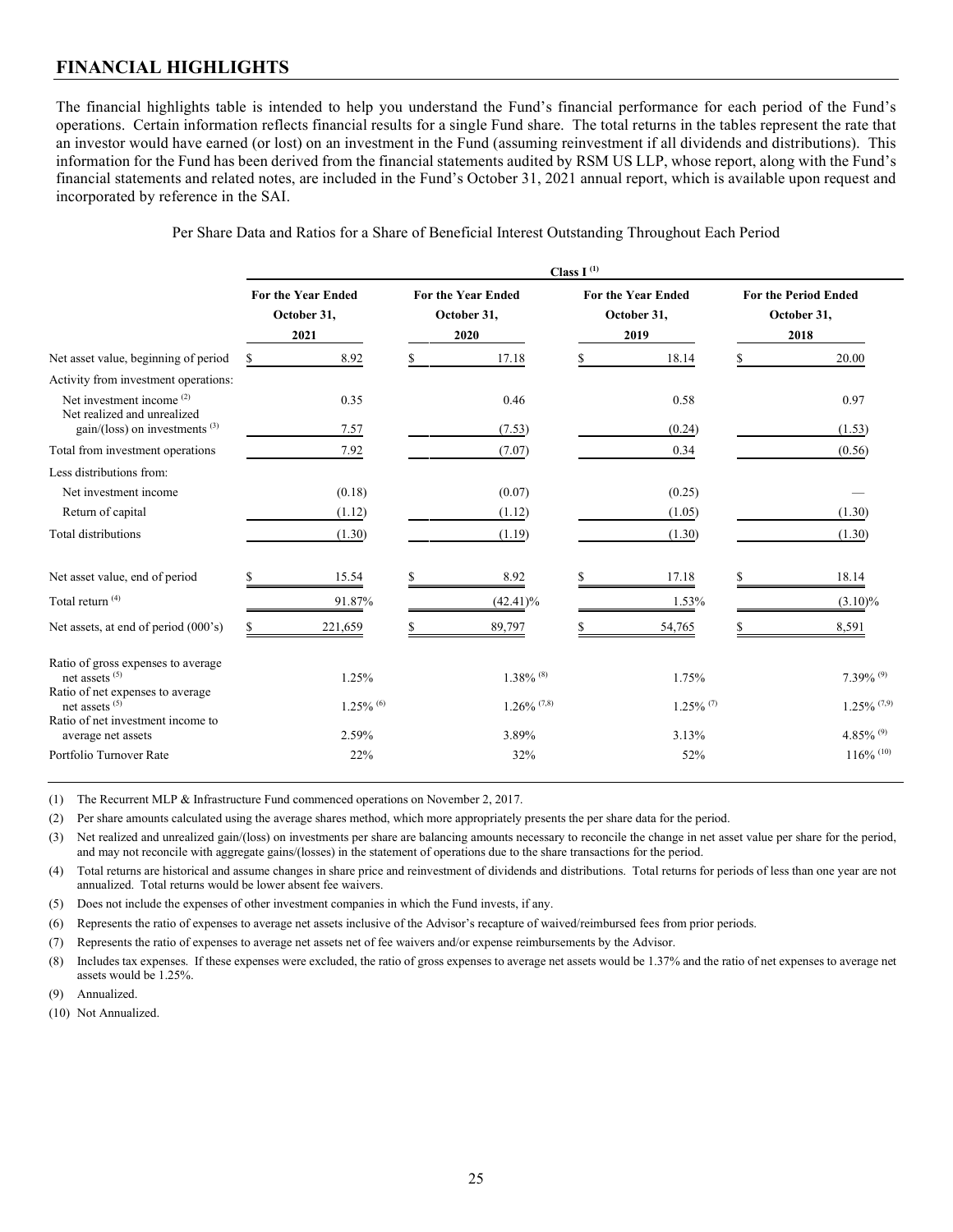## FINANCIAL HIGHLIGHTS

The financial highlights table is intended to help you understand the Fund's financial performance for each period of the Fund's operations. Certain information reflects financial results for a single Fund share. The total returns in the tables represent the rate that an investor would have earned (or lost) on an investment in the Fund (assuming reinvestment if all dividends and distributions). This information for the Fund has been derived from the financial statements audited by RSM US LLP, whose report, along with the Fund's financial statements and related notes, are included in the Fund's October 31, 2021 annual report, which is available upon request and incorporated by reference in the SAI.

Per Share Data and Ratios for a Share of Beneficial Interest Outstanding Throughout Each Period

| | Class I [1] | | | |
|---|---|---|---|---|
| | For the Year Ended October 31, 2021 | For the Year Ended October 31, 2020 | For the Year Ended October 31, 2019 | For the Period Ended October 31, 2018 |
| Net asset value, beginning of period | $ 8.92 | $ 17.18 | $ 18.14 | $ 20.00 |
| Activity from investment operations: | | | | |
| Net investment income [2] | 0.35 | 0.46 | 0.58 | 0.97 |
| Net realized and unrealized gain/(loss) on investments [3] | 7.57 | (7.53) | (0.24) | (1.53) |
| Total from investment operations | 7.92 | (7.07) | 0.34 | (0.56) |
| Less distributions from: | | | | |
| Net investment income | (0.18) | (0.07) | (0.25) | — |
| Return of capital | (1.12) | (1.12) | (1.05) | (1.30) |
| Total distributions | (1.30) | (1.19) | (1.30) | (1.30) |
| Net asset value, end of period | $ 15.54 | $ 8.92 | $ 17.18 | $ 18.14 |
| Total return [4] | 91.87% | (42.41)% | 1.53% | (3.10)% |
| Net assets, at end of period (000's) | $ 221,659 | $ 89,797 | $ 54,765 | $ 8,591 |
| Ratio of gross expenses to average net assets [5] | 1.25% | 1.38% [8] | 1.75% | 7.39% [9] |
| Ratio of net expenses to average net assets [5] | 1.25% [6] | 1.26% [7,8] | 1.25% [7] | 1.25% [7,9] |
| Ratio of net investment income to average net assets | 2.59% | 3.89% | 3.13% | 4.85% [9] |
| Portfolio Turnover Rate | 22% | 32% | 52% | 116% [10] |

(1) The Recurrent MLP & Infrastructure Fund commenced operations on November 2, 2017.

(2) Per share amounts calculated using the average shares method, which more appropriately presents the per share data for the period.

(3) Net realized and unrealized gain/(loss) on investments per share are balancing amounts necessary to reconcile the change in net asset value per share for the period, and may not reconcile with aggregate gains/(losses) in the statement of operations due to the share transactions for the period.

(4) Total returns are historical and assume changes in share price and reinvestment of dividends and distributions. Total returns for periods of less than one year are not annualized. Total returns would be lower absent fee waivers.

(5) Does not include the expenses of other investment companies in which the Fund invests, if any.

(6) Represents the ratio of expenses to average net assets inclusive of the Advisor's recapture of waived/reimbursed fees from prior periods.

(7) Represents the ratio of expenses to average net assets net of fee waivers and/or expense reimbursements by the Advisor.

(8) Includes tax expenses. If these expenses were excluded, the ratio of gross expenses to average net assets would be 1.37% and the ratio of net expenses to average net assets would be 1.25%.

(9) Annualized.

(10) Not Annualized.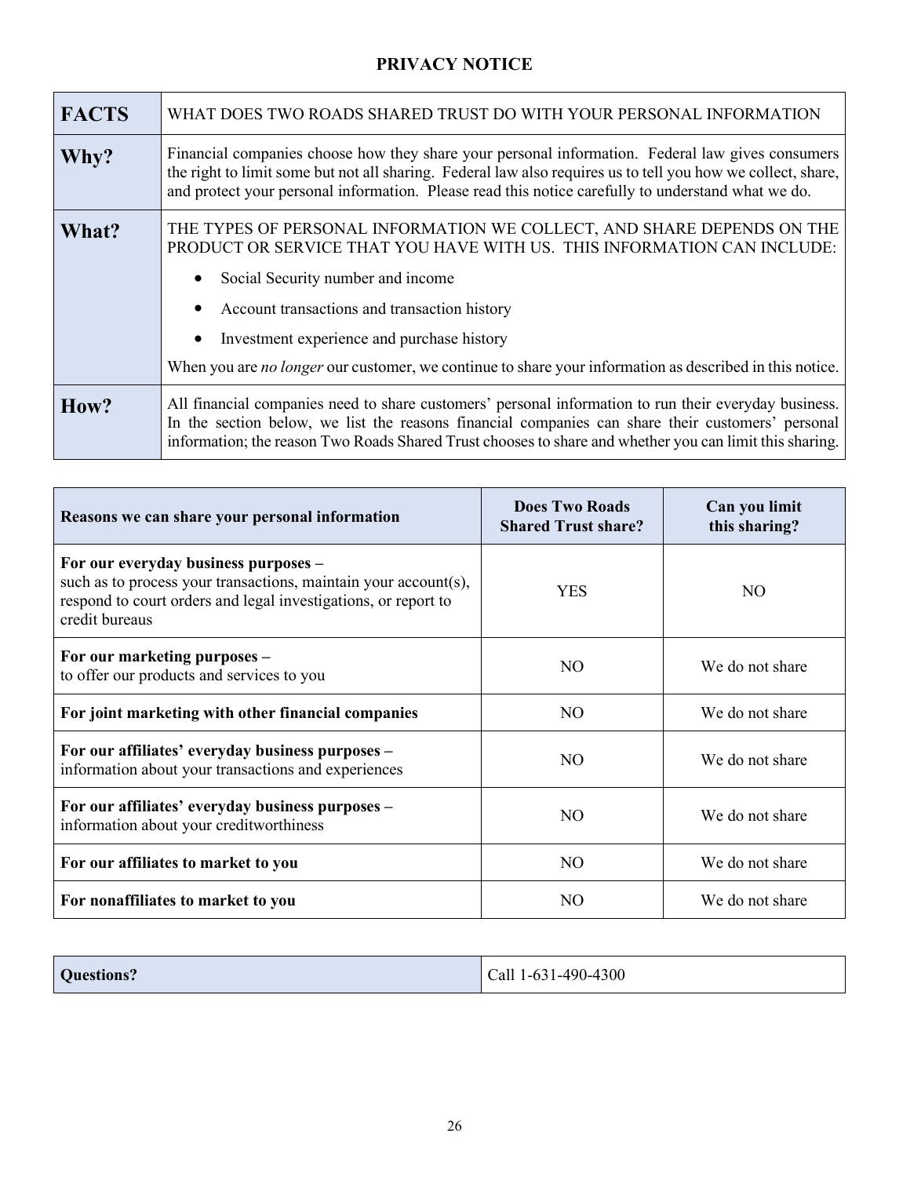# PRIVACY NOTICE

| **FACTS** | WHAT DOES TWO ROADS SHARED TRUST DO WITH YOUR PERSONAL INFORMATION |
|---|---|
| **Why?** | Financial companies choose how they share your personal information. Federal law gives consumers the right to limit some but not all sharing. Federal law also requires us to tell you how we collect, share, and protect your personal information. Please read this notice carefully to understand what we do. |
| **What?** | THE TYPES OF PERSONAL INFORMATION WE COLLECT, AND SHARE DEPENDS ON THE PRODUCT OR SERVICE THAT YOU HAVE WITH US. THIS INFORMATION CAN INCLUDE:<br>• Social Security number and income<br>• Account transactions and transaction history<br>• Investment experience and purchase history<br>When you are *no longer* our customer, we continue to share your information as described in this notice. |
| **How?** | All financial companies need to share customers' personal information to run their everyday business. In the section below, we list the reasons financial companies can share their customers' personal information; the reason Two Roads Shared Trust chooses to share and whether you can limit this sharing. |

| Reasons we can share your personal information | Does Two Roads Shared Trust share? | Can you limit this sharing? |
|---|---|---|
| **For our everyday business purposes –** such as to process your transactions, maintain your account(s), respond to court orders and legal investigations, or report to credit bureaus | YES | NO |
| **For our marketing purposes –** to offer our products and services to you | NO | We do not share |
| **For joint marketing with other financial companies** | NO | We do not share |
| **For our affiliates' everyday business purposes –** information about your transactions and experiences | NO | We do not share |
| **For our affiliates' everyday business purposes –** information about your creditworthiness | NO | We do not share |
| **For our affiliates to market to you** | NO | We do not share |
| **For nonaffiliates to market to you** | NO | We do not share |

| **Questions?** | Call 1-631-490-4300 |
|---|---|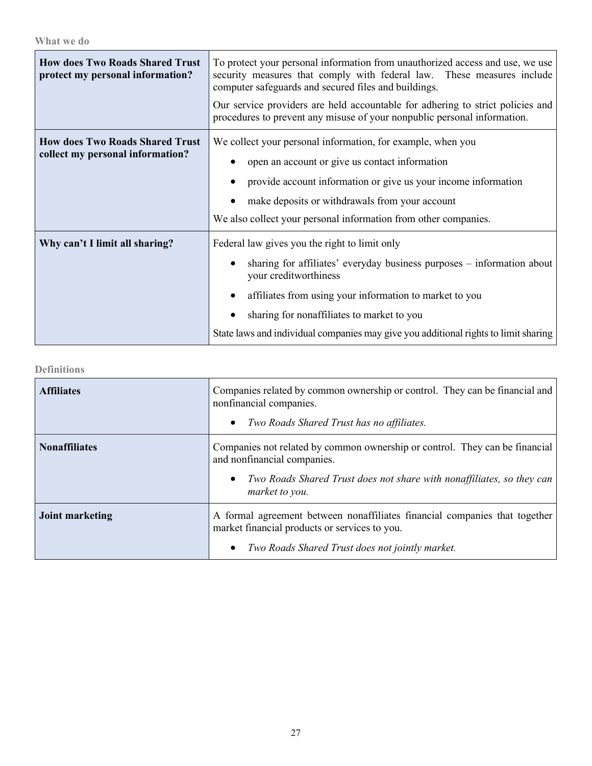### What we do

| | |
|---|---|
| **How does Two Roads Shared Trust protect my personal information?** | To protect your personal information from unauthorized access and use, we use security measures that comply with federal law. These measures include computer safeguards and secured files and buildings.<br><br>Our service providers are held accountable for adhering to strict policies and procedures to prevent any misuse of your nonpublic personal information. |
| **How does Two Roads Shared Trust collect my personal information?** | We collect your personal information, for example, when you<br>• open an account or give us contact information<br>• provide account information or give us your income information<br>• make deposits or withdrawals from your account<br><br>We also collect your personal information from other companies. |
| **Why can't I limit all sharing?** | Federal law gives you the right to limit only<br>• sharing for affiliates' everyday business purposes – information about your creditworthiness<br>• affiliates from using your information to market to you<br>• sharing for nonaffiliates to market to you<br><br>State laws and individual companies may give you additional rights to limit sharing |

### Definitions

| | |
|---|---|
| **Affiliates** | Companies related by common ownership or control. They can be financial and nonfinancial companies.<br>• *Two Roads Shared Trust has no affiliates.* |
| **Nonaffiliates** | Companies not related by common ownership or control. They can be financial and nonfinancial companies.<br>• *Two Roads Shared Trust does not share with nonaffiliates, so they can market to you.* |
| **Joint marketing** | A formal agreement between nonaffiliates financial companies that together market financial products or services to you.<br>• *Two Roads Shared Trust does not jointly market.* |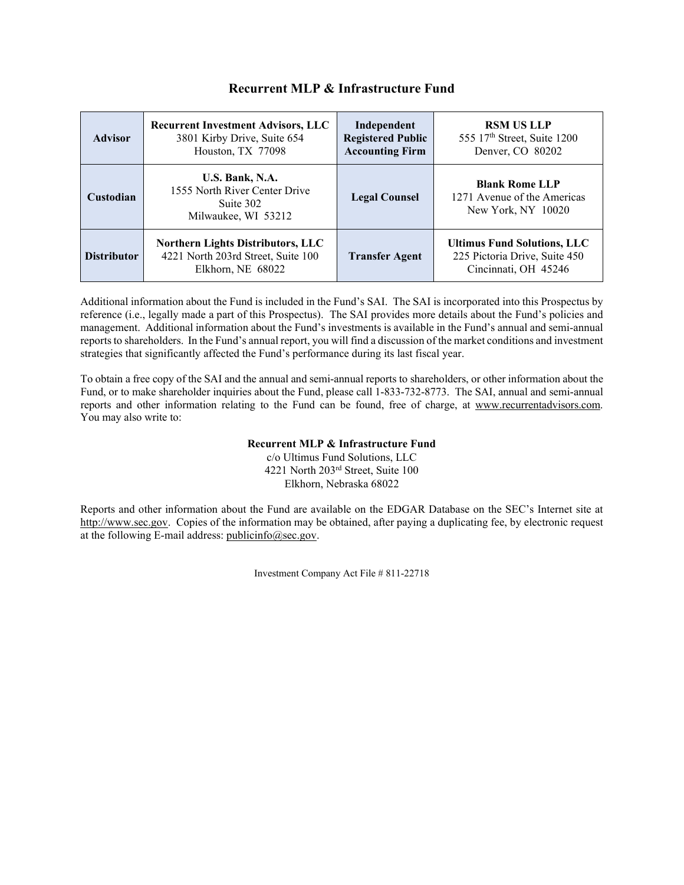## Recurrent MLP & Infrastructure Fund

| | | | |
|---|---|---|---|
| **Advisor** | **Recurrent Investment Advisors, LLC**<br>3801 Kirby Drive, Suite 654<br>Houston, TX 77098 | **Independent Registered Public Accounting Firm** | **RSM US LLP**<br>555 17th Street, Suite 1200<br>Denver, CO 80202 |
| **Custodian** | **U.S. Bank, N.A.**<br>1555 North River Center Drive<br>Suite 302<br>Milwaukee, WI 53212 | **Legal Counsel** | **Blank Rome LLP**<br>1271 Avenue of the Americas<br>New York, NY 10020 |
| **Distributor** | **Northern Lights Distributors, LLC**<br>4221 North 203rd Street, Suite 100<br>Elkhorn, NE 68022 | **Transfer Agent** | **Ultimus Fund Solutions, LLC**<br>225 Pictoria Drive, Suite 450<br>Cincinnati, OH 45246 |

Additional information about the Fund is included in the Fund's SAI. The SAI is incorporated into this Prospectus by reference (i.e., legally made a part of this Prospectus). The SAI provides more details about the Fund's policies and management. Additional information about the Fund's investments is available in the Fund's annual and semi-annual reports to shareholders. In the Fund's annual report, you will find a discussion of the market conditions and investment strategies that significantly affected the Fund's performance during its last fiscal year.

To obtain a free copy of the SAI and the annual and semi-annual reports to shareholders, or other information about the Fund, or to make shareholder inquiries about the Fund, please call 1-833-732-8773. The SAI, annual and semi-annual reports and other information relating to the Fund can be found, free of charge, at www.recurrentadvisors.com. You may also write to:

**Recurrent MLP & Infrastructure Fund**
c/o Ultimus Fund Solutions, LLC
4221 North 203rd Street, Suite 100
Elkhorn, Nebraska 68022

Reports and other information about the Fund are available on the EDGAR Database on the SEC's Internet site at http://www.sec.gov. Copies of the information may be obtained, after paying a duplicating fee, by electronic request at the following E-mail address: publicinfo@sec.gov.

Investment Company Act File # 811-22718